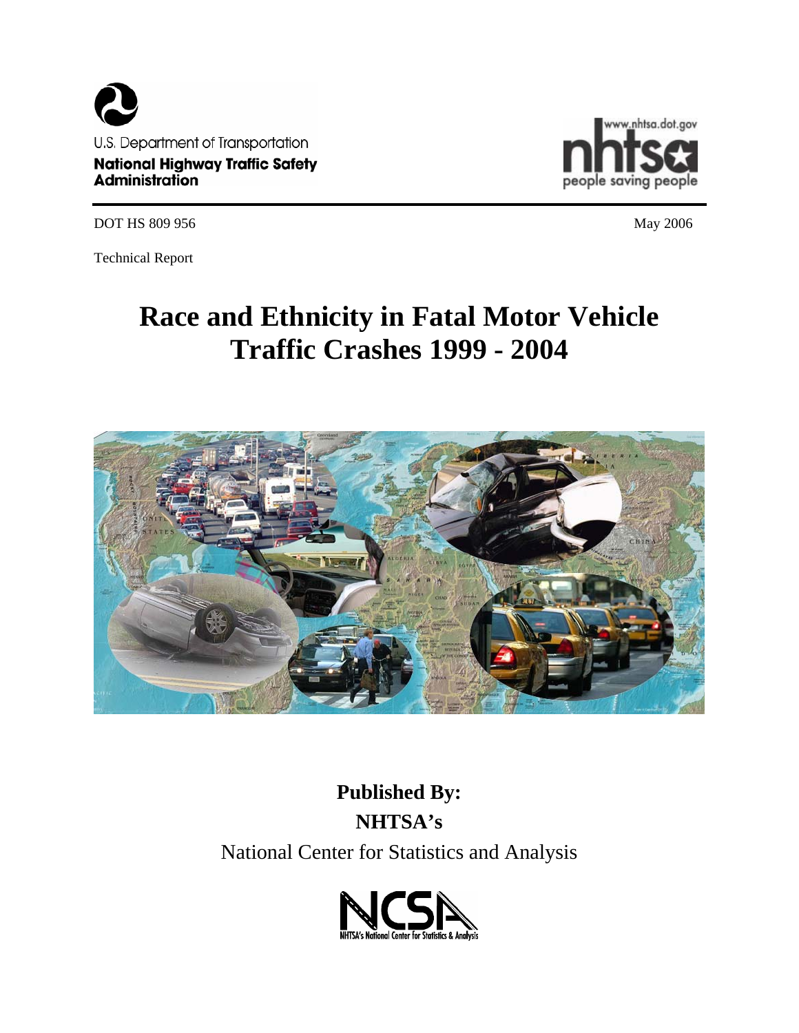U.S. Department of Transportation
**National Highway Traffic Safety Administration**

www.nhtsa.dot.gov
people saving people

DOT HS 809 956 May 2006

Technical Report

# Race and Ethnicity in Fatal Motor Vehicle Traffic Crashes 1999 - 2004

**Published By:**
**NHTSA's**
National Center for Statistics and Analysis

NHTSA's National Center for Statistics & Analysis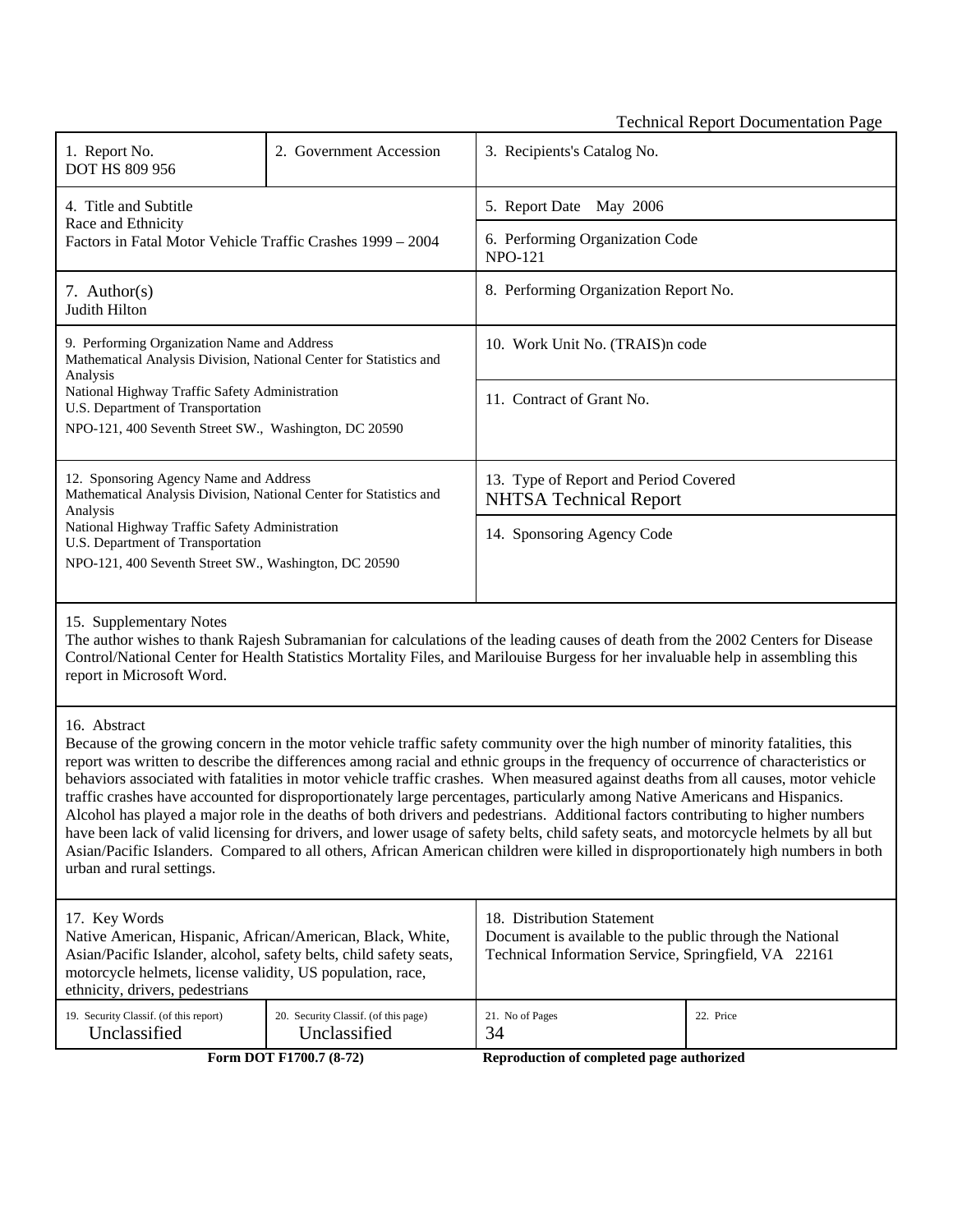Technical Report Documentation Page

| 1. Report No.<br>DOT HS 809 956 | 2. Government Accession | 3. Recipients's Catalog No. | |
|---|---|---|---|
| 4. Title and Subtitle<br>Race and Ethnicity<br>Factors in Fatal Motor Vehicle Traffic Crashes 1999 – 2004 | | 5. Report Date May 2006 | |
| | | 6. Performing Organization Code<br>NPO-121 | |
| 7. Author(s)<br>Judith Hilton | | 8. Performing Organization Report No. | |
| 9. Performing Organization Name and Address<br>Mathematical Analysis Division, National Center for Statistics and Analysis<br>National Highway Traffic Safety Administration<br>U.S. Department of Transportation<br>NPO-121, 400 Seventh Street SW., Washington, DC 20590 | | 10. Work Unit No. (TRAIS)n code | |
| | | 11. Contract of Grant No. | |
| 12. Sponsoring Agency Name and Address<br>Mathematical Analysis Division, National Center for Statistics and Analysis<br>National Highway Traffic Safety Administration<br>U.S. Department of Transportation<br>NPO-121, 400 Seventh Street SW., Washington, DC 20590 | | 13. Type of Report and Period Covered<br>NHTSA Technical Report | |
| | | 14. Sponsoring Agency Code | |

15. Supplementary Notes

The author wishes to thank Rajesh Subramanian for calculations of the leading causes of death from the 2002 Centers for Disease Control/National Center for Health Statistics Mortality Files, and Marilouise Burgess for her invaluable help in assembling this report in Microsoft Word.

16. Abstract

Because of the growing concern in the motor vehicle traffic safety community over the high number of minority fatalities, this report was written to describe the differences among racial and ethnic groups in the frequency of occurrence of characteristics or behaviors associated with fatalities in motor vehicle traffic crashes. When measured against deaths from all causes, motor vehicle traffic crashes have accounted for disproportionately large percentages, particularly among Native Americans and Hispanics. Alcohol has played a major role in the deaths of both drivers and pedestrians. Additional factors contributing to higher numbers have been lack of valid licensing for drivers, and lower usage of safety belts, child safety seats, and motorcycle helmets by all but Asian/Pacific Islanders. Compared to all others, African American children were killed in disproportionately high numbers in both urban and rural settings.

| 17. Key Words<br>Native American, Hispanic, African/American, Black, White, Asian/Pacific Islander, alcohol, safety belts, child safety seats, motorcycle helmets, license validity, US population, race, ethnicity, drivers, pedestrians | | 18. Distribution Statement<br>Document is available to the public through the National Technical Information Service, Springfield, VA 22161 | |
|---|---|---|---|
| 19. Security Classif. (of this report)<br>Unclassified | 20. Security Classif. (of this page)<br>Unclassified | 21. No of Pages<br>34 | 22. Price |

**Form DOT F1700.7 (8-72)** **Reproduction of completed page authorized**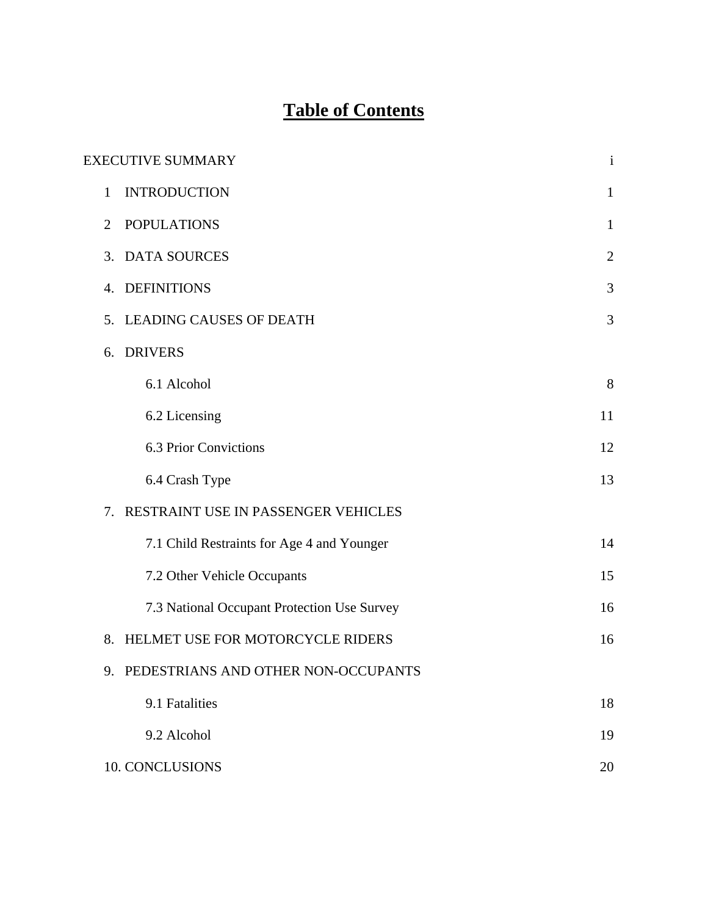# Table of Contents

| | |
|---|---|
| EXECUTIVE SUMMARY | i |
| 1 INTRODUCTION | 1 |
| 2 POPULATIONS | 1 |
| 3. DATA SOURCES | 2 |
| 4. DEFINITIONS | 3 |
| 5. LEADING CAUSES OF DEATH | 3 |
| 6. DRIVERS | |
| 6.1 Alcohol | 8 |
| 6.2 Licensing | 11 |
| 6.3 Prior Convictions | 12 |
| 6.4 Crash Type | 13 |
| 7. RESTRAINT USE IN PASSENGER VEHICLES | |
| 7.1 Child Restraints for Age 4 and Younger | 14 |
| 7.2 Other Vehicle Occupants | 15 |
| 7.3 National Occupant Protection Use Survey | 16 |
| 8. HELMET USE FOR MOTORCYCLE RIDERS | 16 |
| 9. PEDESTRIANS AND OTHER NON-OCCUPANTS | |
| 9.1 Fatalities | 18 |
| 9.2 Alcohol | 19 |
| 10. CONCLUSIONS | 20 |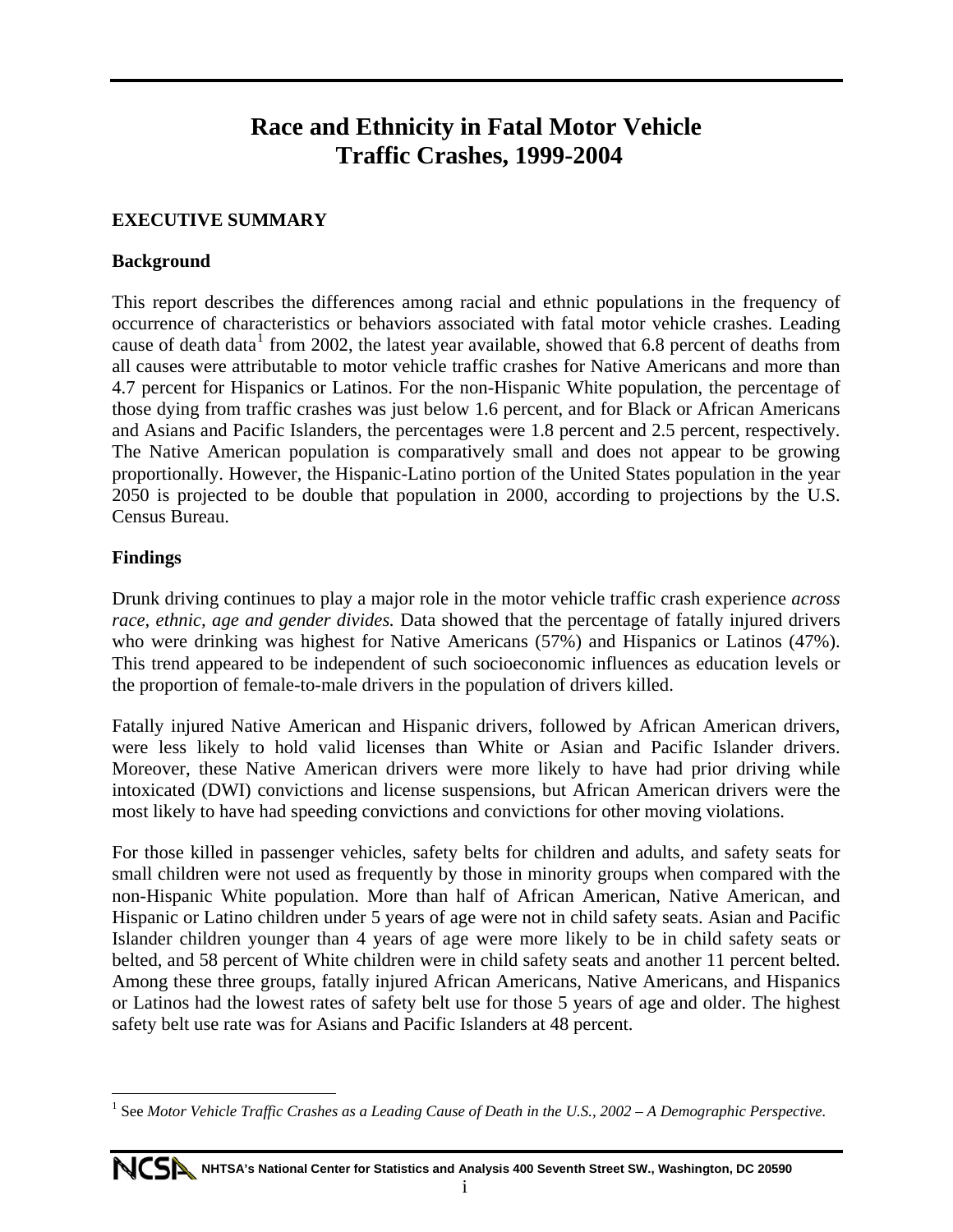# Race and Ethnicity in Fatal Motor Vehicle Traffic Crashes, 1999-2004

## EXECUTIVE SUMMARY

### Background

This report describes the differences among racial and ethnic populations in the frequency of occurrence of characteristics or behaviors associated with fatal motor vehicle crashes. Leading cause of death data[1] from 2002, the latest year available, showed that 6.8 percent of deaths from all causes were attributable to motor vehicle traffic crashes for Native Americans and more than 4.7 percent for Hispanics or Latinos. For the non-Hispanic White population, the percentage of those dying from traffic crashes was just below 1.6 percent, and for Black or African Americans and Asians and Pacific Islanders, the percentages were 1.8 percent and 2.5 percent, respectively. The Native American population is comparatively small and does not appear to be growing proportionally. However, the Hispanic-Latino portion of the United States population in the year 2050 is projected to be double that population in 2000, according to projections by the U.S. Census Bureau.

### Findings

Drunk driving continues to play a major role in the motor vehicle traffic crash experience *across race, ethnic, age and gender divides.* Data showed that the percentage of fatally injured drivers who were drinking was highest for Native Americans (57%) and Hispanics or Latinos (47%). This trend appeared to be independent of such socioeconomic influences as education levels or the proportion of female-to-male drivers in the population of drivers killed.

Fatally injured Native American and Hispanic drivers, followed by African American drivers, were less likely to hold valid licenses than White or Asian and Pacific Islander drivers. Moreover, these Native American drivers were more likely to have had prior driving while intoxicated (DWI) convictions and license suspensions, but African American drivers were the most likely to have had speeding convictions and convictions for other moving violations.

For those killed in passenger vehicles, safety belts for children and adults, and safety seats for small children were not used as frequently by those in minority groups when compared with the non-Hispanic White population. More than half of African American, Native American, and Hispanic or Latino children under 5 years of age were not in child safety seats. Asian and Pacific Islander children younger than 4 years of age were more likely to be in child safety seats or belted, and 58 percent of White children were in child safety seats and another 11 percent belted. Among these three groups, fatally injured African Americans, Native Americans, and Hispanics or Latinos had the lowest rates of safety belt use for those 5 years of age and older. The highest safety belt use rate was for Asians and Pacific Islanders at 48 percent.

[1] See *Motor Vehicle Traffic Crashes as a Leading Cause of Death in the U.S., 2002 – A Demographic Perspective.*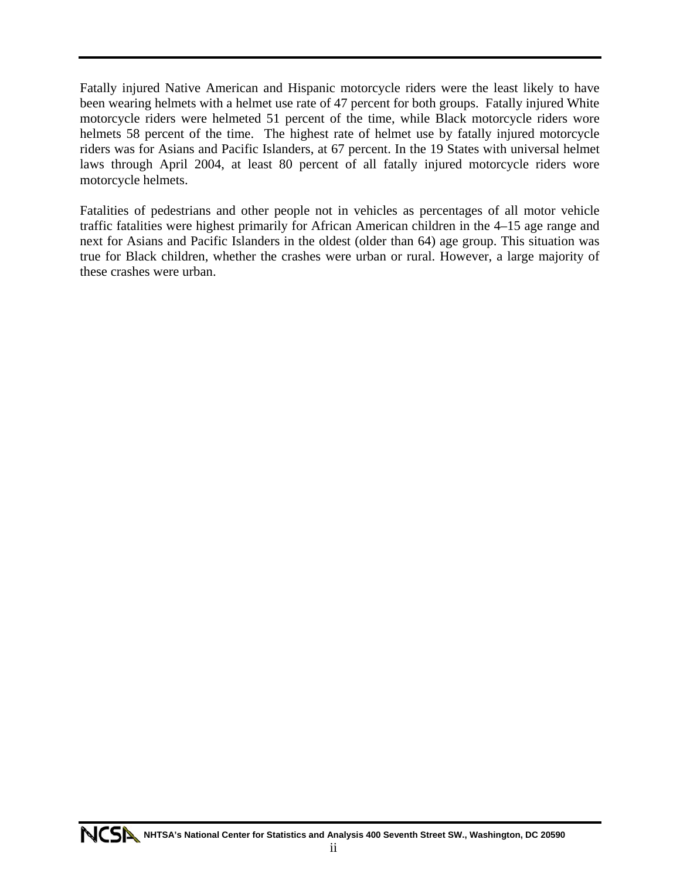Fatally injured Native American and Hispanic motorcycle riders were the least likely to have been wearing helmets with a helmet use rate of 47 percent for both groups. Fatally injured White motorcycle riders were helmeted 51 percent of the time, while Black motorcycle riders wore helmets 58 percent of the time. The highest rate of helmet use by fatally injured motorcycle riders was for Asians and Pacific Islanders, at 67 percent. In the 19 States with universal helmet laws through April 2004, at least 80 percent of all fatally injured motorcycle riders wore motorcycle helmets.

Fatalities of pedestrians and other people not in vehicles as percentages of all motor vehicle traffic fatalities were highest primarily for African American children in the 4–15 age range and next for Asians and Pacific Islanders in the oldest (older than 64) age group. This situation was true for Black children, whether the crashes were urban or rural. However, a large majority of these crashes were urban.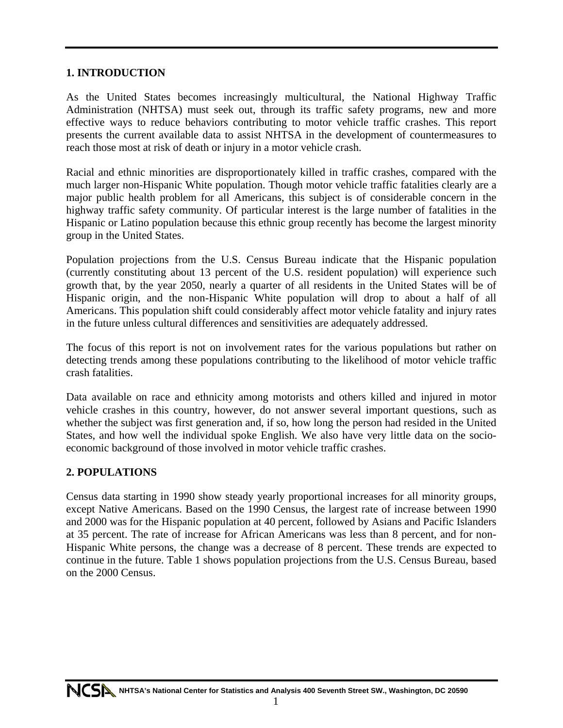## 1. INTRODUCTION

As the United States becomes increasingly multicultural, the National Highway Traffic Administration (NHTSA) must seek out, through its traffic safety programs, new and more effective ways to reduce behaviors contributing to motor vehicle traffic crashes. This report presents the current available data to assist NHTSA in the development of countermeasures to reach those most at risk of death or injury in a motor vehicle crash.

Racial and ethnic minorities are disproportionately killed in traffic crashes, compared with the much larger non-Hispanic White population. Though motor vehicle traffic fatalities clearly are a major public health problem for all Americans, this subject is of considerable concern in the highway traffic safety community. Of particular interest is the large number of fatalities in the Hispanic or Latino population because this ethnic group recently has become the largest minority group in the United States.

Population projections from the U.S. Census Bureau indicate that the Hispanic population (currently constituting about 13 percent of the U.S. resident population) will experience such growth that, by the year 2050, nearly a quarter of all residents in the United States will be of Hispanic origin, and the non-Hispanic White population will drop to about a half of all Americans. This population shift could considerably affect motor vehicle fatality and injury rates in the future unless cultural differences and sensitivities are adequately addressed.

The focus of this report is not on involvement rates for the various populations but rather on detecting trends among these populations contributing to the likelihood of motor vehicle traffic crash fatalities.

Data available on race and ethnicity among motorists and others killed and injured in motor vehicle crashes in this country, however, do not answer several important questions, such as whether the subject was first generation and, if so, how long the person had resided in the United States, and how well the individual spoke English. We also have very little data on the socio-economic background of those involved in motor vehicle traffic crashes.

## 2. POPULATIONS

Census data starting in 1990 show steady yearly proportional increases for all minority groups, except Native Americans. Based on the 1990 Census, the largest rate of increase between 1990 and 2000 was for the Hispanic population at 40 percent, followed by Asians and Pacific Islanders at 35 percent. The rate of increase for African Americans was less than 8 percent, and for non-Hispanic White persons, the change was a decrease of 8 percent. These trends are expected to continue in the future. Table 1 shows population projections from the U.S. Census Bureau, based on the 2000 Census.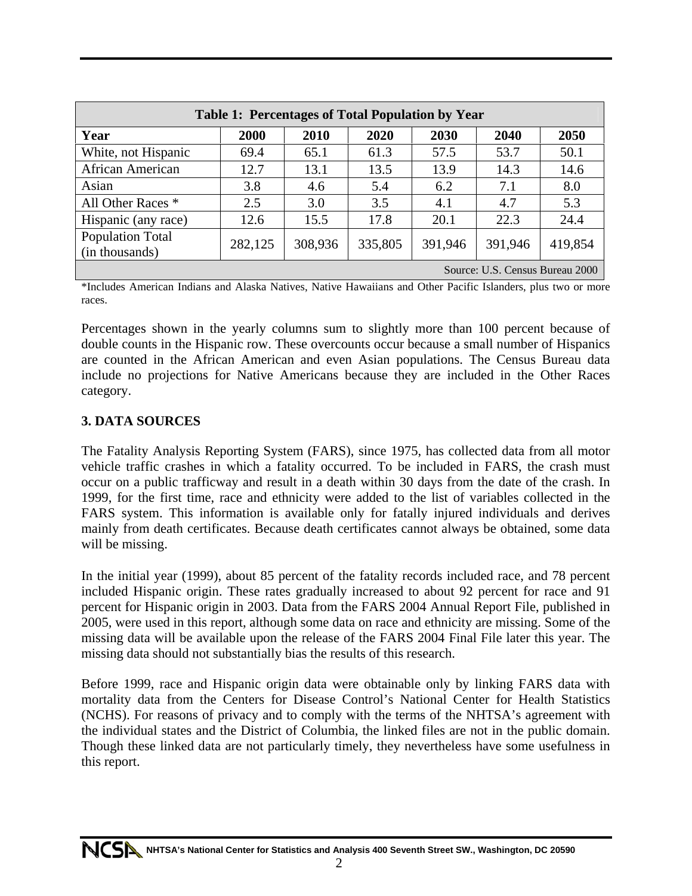| Table 1: Percentages of Total Population by Year | | | | | | |
|---|---|---|---|---|---|---|
| **Year** | **2000** | **2010** | **2020** | **2030** | **2040** | **2050** |
| White, not Hispanic | 69.4 | 65.1 | 61.3 | 57.5 | 53.7 | 50.1 |
| African American | 12.7 | 13.1 | 13.5 | 13.9 | 14.3 | 14.6 |
| Asian | 3.8 | 4.6 | 5.4 | 6.2 | 7.1 | 8.0 |
| All Other Races * | 2.5 | 3.0 | 3.5 | 4.1 | 4.7 | 5.3 |
| Hispanic (any race) | 12.6 | 15.5 | 17.8 | 20.1 | 22.3 | 24.4 |
| Population Total (in thousands) | 282,125 | 308,936 | 335,805 | 391,946 | 391,946 | 419,854 |

Source: U.S. Census Bureau 2000

*Includes American Indians and Alaska Natives, Native Hawaiians and Other Pacific Islanders, plus two or more races.

Percentages shown in the yearly columns sum to slightly more than 100 percent because of double counts in the Hispanic row. These overcounts occur because a small number of Hispanics are counted in the African American and even Asian populations. The Census Bureau data include no projections for Native Americans because they are included in the Other Races category.

## 3. DATA SOURCES

The Fatality Analysis Reporting System (FARS), since 1975, has collected data from all motor vehicle traffic crashes in which a fatality occurred. To be included in FARS, the crash must occur on a public trafficway and result in a death within 30 days from the date of the crash. In 1999, for the first time, race and ethnicity were added to the list of variables collected in the FARS system. This information is available only for fatally injured individuals and derives mainly from death certificates. Because death certificates cannot always be obtained, some data will be missing.

In the initial year (1999), about 85 percent of the fatality records included race, and 78 percent included Hispanic origin. These rates gradually increased to about 92 percent for race and 91 percent for Hispanic origin in 2003. Data from the FARS 2004 Annual Report File, published in 2005, were used in this report, although some data on race and ethnicity are missing. Some of the missing data will be available upon the release of the FARS 2004 Final File later this year. The missing data should not substantially bias the results of this research.

Before 1999, race and Hispanic origin data were obtainable only by linking FARS data with mortality data from the Centers for Disease Control's National Center for Health Statistics (NCHS). For reasons of privacy and to comply with the terms of the NHTSA's agreement with the individual states and the District of Columbia, the linked files are not in the public domain. Though these linked data are not particularly timely, they nevertheless have some usefulness in this report.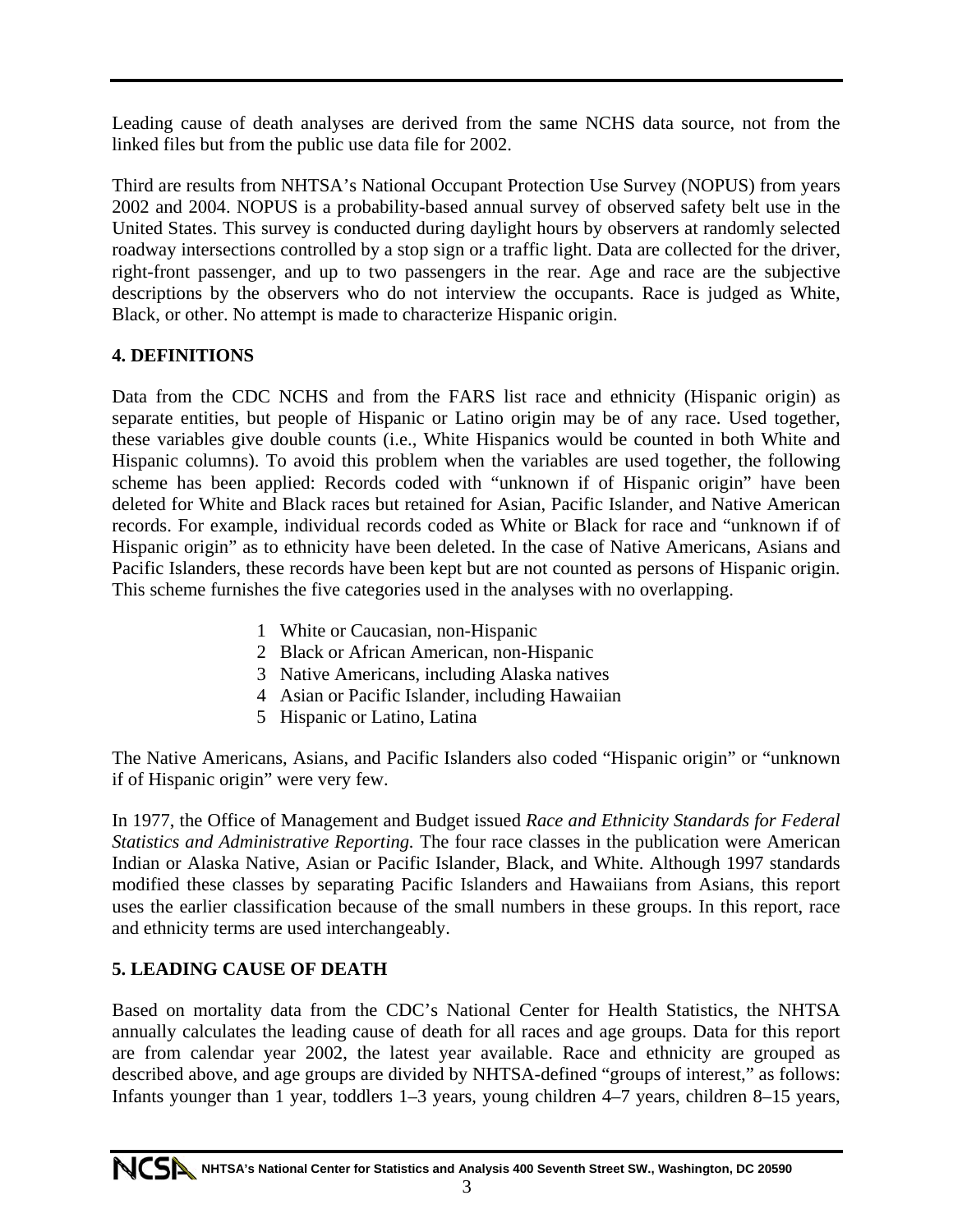Leading cause of death analyses are derived from the same NCHS data source, not from the linked files but from the public use data file for 2002.

Third are results from NHTSA's National Occupant Protection Use Survey (NOPUS) from years 2002 and 2004. NOPUS is a probability-based annual survey of observed safety belt use in the United States. This survey is conducted during daylight hours by observers at randomly selected roadway intersections controlled by a stop sign or a traffic light. Data are collected for the driver, right-front passenger, and up to two passengers in the rear. Age and race are the subjective descriptions by the observers who do not interview the occupants. Race is judged as White, Black, or other. No attempt is made to characterize Hispanic origin.

## 4. DEFINITIONS

Data from the CDC NCHS and from the FARS list race and ethnicity (Hispanic origin) as separate entities, but people of Hispanic or Latino origin may be of any race. Used together, these variables give double counts (i.e., White Hispanics would be counted in both White and Hispanic columns). To avoid this problem when the variables are used together, the following scheme has been applied: Records coded with "unknown if of Hispanic origin" have been deleted for White and Black races but retained for Asian, Pacific Islander, and Native American records. For example, individual records coded as White or Black for race and "unknown if of Hispanic origin" as to ethnicity have been deleted. In the case of Native Americans, Asians and Pacific Islanders, these records have been kept but are not counted as persons of Hispanic origin. This scheme furnishes the five categories used in the analyses with no overlapping.

1. White or Caucasian, non-Hispanic
2. Black or African American, non-Hispanic
3. Native Americans, including Alaska natives
4. Asian or Pacific Islander, including Hawaiian
5. Hispanic or Latino, Latina

The Native Americans, Asians, and Pacific Islanders also coded "Hispanic origin" or "unknown if of Hispanic origin" were very few.

In 1977, the Office of Management and Budget issued *Race and Ethnicity Standards for Federal Statistics and Administrative Reporting.* The four race classes in the publication were American Indian or Alaska Native, Asian or Pacific Islander, Black, and White. Although 1997 standards modified these classes by separating Pacific Islanders and Hawaiians from Asians, this report uses the earlier classification because of the small numbers in these groups. In this report, race and ethnicity terms are used interchangeably.

## 5. LEADING CAUSE OF DEATH

Based on mortality data from the CDC's National Center for Health Statistics, the NHTSA annually calculates the leading cause of death for all races and age groups. Data for this report are from calendar year 2002, the latest year available. Race and ethnicity are grouped as described above, and age groups are divided by NHTSA-defined "groups of interest," as follows: Infants younger than 1 year, toddlers 1–3 years, young children 4–7 years, children 8–15 years,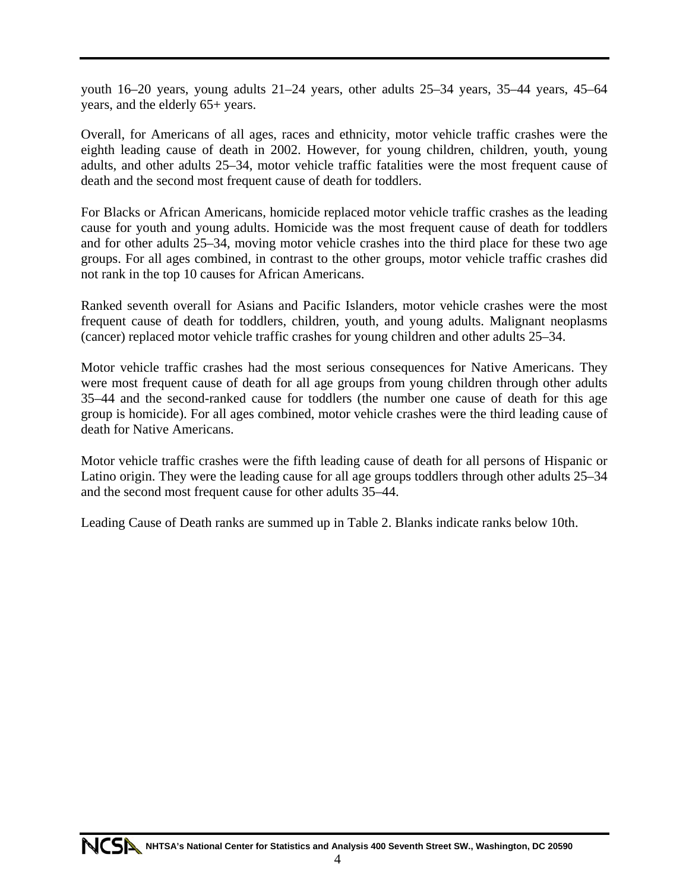youth 16–20 years, young adults 21–24 years, other adults 25–34 years, 35–44 years, 45–64 years, and the elderly 65+ years.

Overall, for Americans of all ages, races and ethnicity, motor vehicle traffic crashes were the eighth leading cause of death in 2002. However, for young children, children, youth, young adults, and other adults 25–34, motor vehicle traffic fatalities were the most frequent cause of death and the second most frequent cause of death for toddlers.

For Blacks or African Americans, homicide replaced motor vehicle traffic crashes as the leading cause for youth and young adults. Homicide was the most frequent cause of death for toddlers and for other adults 25–34, moving motor vehicle crashes into the third place for these two age groups. For all ages combined, in contrast to the other groups, motor vehicle traffic crashes did not rank in the top 10 causes for African Americans.

Ranked seventh overall for Asians and Pacific Islanders, motor vehicle crashes were the most frequent cause of death for toddlers, children, youth, and young adults. Malignant neoplasms (cancer) replaced motor vehicle traffic crashes for young children and other adults 25–34.

Motor vehicle traffic crashes had the most serious consequences for Native Americans. They were most frequent cause of death for all age groups from young children through other adults 35–44 and the second-ranked cause for toddlers (the number one cause of death for this age group is homicide). For all ages combined, motor vehicle crashes were the third leading cause of death for Native Americans.

Motor vehicle traffic crashes were the fifth leading cause of death for all persons of Hispanic or Latino origin. They were the leading cause for all age groups toddlers through other adults 25–34 and the second most frequent cause for other adults 35–44.

Leading Cause of Death ranks are summed up in Table 2. Blanks indicate ranks below 10th.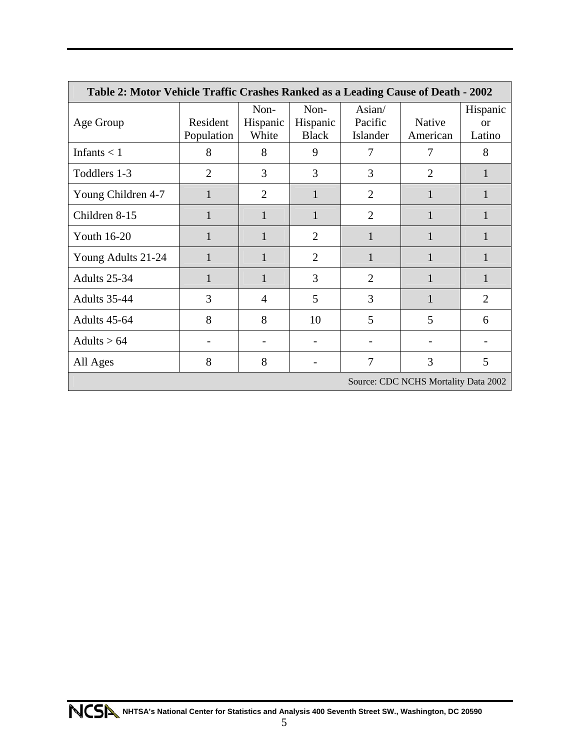| Table 2: Motor Vehicle Traffic Crashes Ranked as a Leading Cause of Death - 2002 | | | | | | |
|---|---|---|---|---|---|---|
| Age Group | Resident Population | Non-Hispanic White | Non-Hispanic Black | Asian/ Pacific Islander | Native American | Hispanic or Latino |
| Infants < 1 | 8 | 8 | 9 | 7 | 7 | 8 |
| Toddlers 1-3 | 2 | 3 | 3 | 3 | 2 | 1 |
| Young Children 4-7 | 1 | 2 | 1 | 2 | 1 | 1 |
| Children 8-15 | 1 | 1 | 1 | 2 | 1 | 1 |
| Youth 16-20 | 1 | 1 | 2 | 1 | 1 | 1 |
| Young Adults 21-24 | 1 | 1 | 2 | 1 | 1 | 1 |
| Adults 25-34 | 1 | 1 | 3 | 2 | 1 | 1 |
| Adults 35-44 | 3 | 4 | 5 | 3 | 1 | 2 |
| Adults 45-64 | 8 | 8 | 10 | 5 | 5 | 6 |
| Adults > 64 | - | - | - | - | - | - |
| All Ages | 8 | 8 | - | 7 | 3 | 5 |

Source: CDC NCHS Mortality Data 2002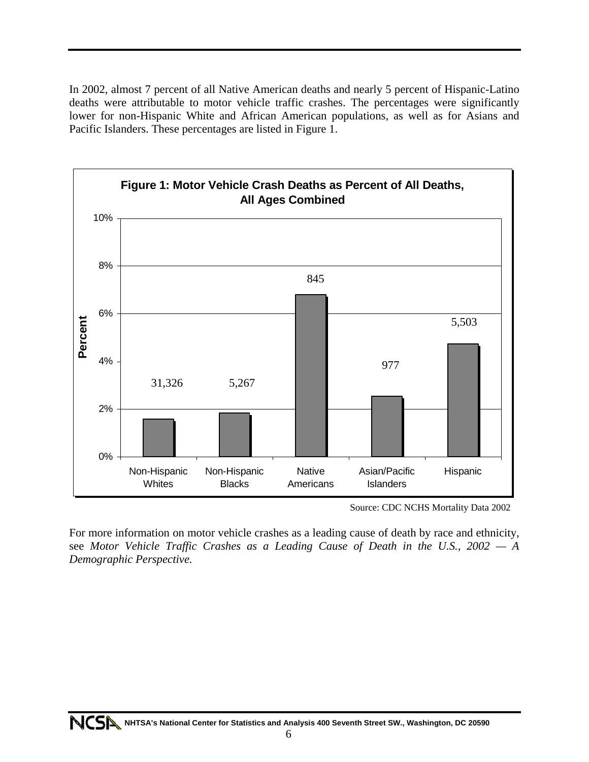In 2002, almost 7 percent of all Native American deaths and nearly 5 percent of Hispanic-Latino deaths were attributable to motor vehicle traffic crashes. The percentages were significantly lower for non-Hispanic White and African American populations, as well as for Asians and Pacific Islanders. These percentages are listed in Figure 1.

**Figure 1: Motor Vehicle Crash Deaths as Percent of All Deaths, All Ages Combined**

| Group | Deaths |
|---|---|
| Non-Hispanic Whites | 31,326 |
| Non-Hispanic Blacks | 5,267 |
| Native Americans | 845 |
| Asian/Pacific Islanders | 977 |
| Hispanic | 5,503 |

Source: CDC NCHS Mortality Data 2002

For more information on motor vehicle crashes as a leading cause of death by race and ethnicity, see *Motor Vehicle Traffic Crashes as a Leading Cause of Death in the U.S., 2002 — A Demographic Perspective.*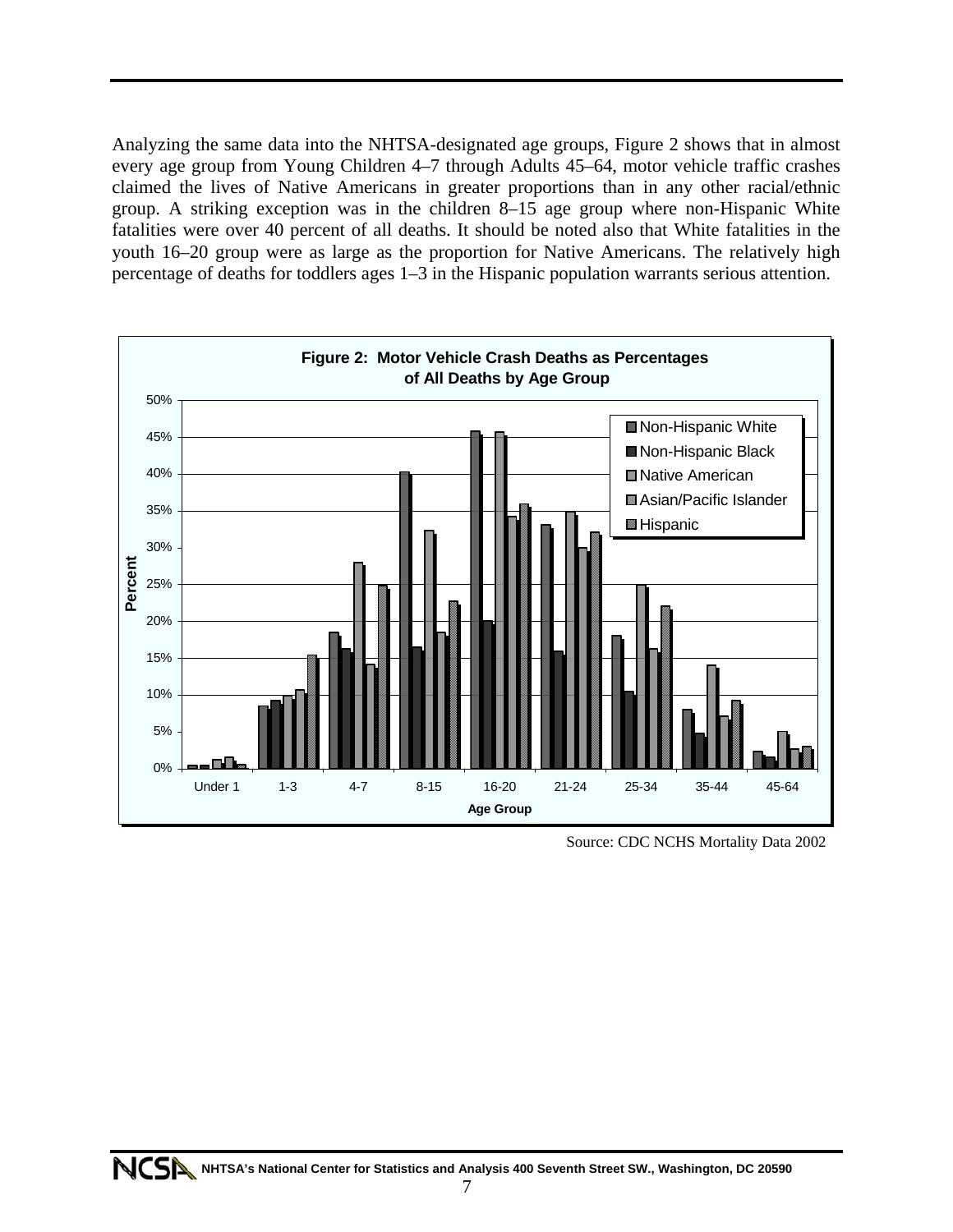Analyzing the same data into the NHTSA-designated age groups, Figure 2 shows that in almost every age group from Young Children 4–7 through Adults 45–64, motor vehicle traffic crashes claimed the lives of Native Americans in greater proportions than in any other racial/ethnic group. A striking exception was in the children 8–15 age group where non-Hispanic White fatalities were over 40 percent of all deaths. It should be noted also that White fatalities in the youth 16–20 group were as large as the proportion for Native Americans. The relatively high percentage of deaths for toddlers ages 1–3 in the Hispanic population warrants serious attention.

**Figure 2: Motor Vehicle Crash Deaths as Percentages of All Deaths by Age Group**

Source: CDC NCHS Mortality Data 2002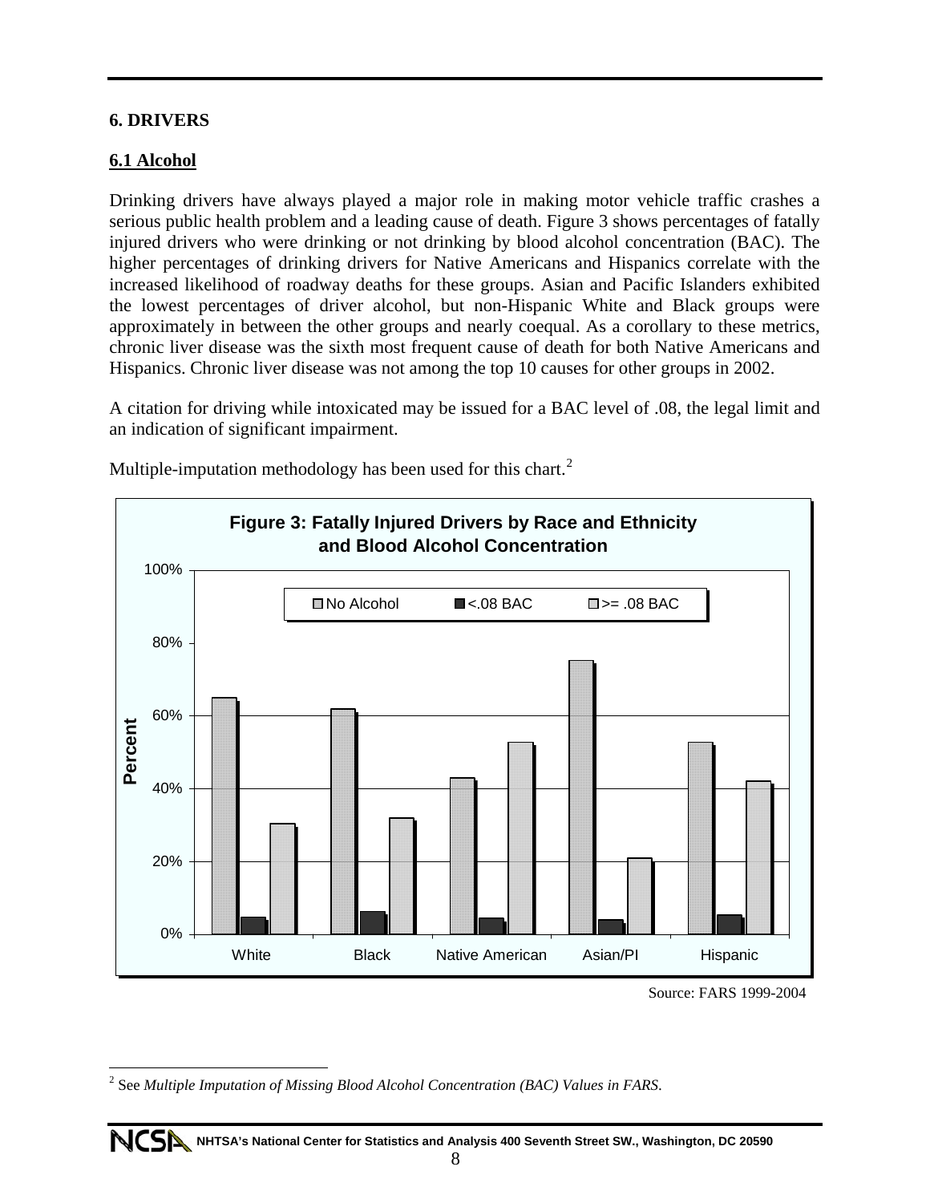## 6. DRIVERS

### 6.1 Alcohol

Drinking drivers have always played a major role in making motor vehicle traffic crashes a serious public health problem and a leading cause of death. Figure 3 shows percentages of fatally injured drivers who were drinking or not drinking by blood alcohol concentration (BAC). The higher percentages of drinking drivers for Native Americans and Hispanics correlate with the increased likelihood of roadway deaths for these groups. Asian and Pacific Islanders exhibited the lowest percentages of driver alcohol, but non-Hispanic White and Black groups were approximately in between the other groups and nearly coequal. As a corollary to these metrics, chronic liver disease was the sixth most frequent cause of death for both Native Americans and Hispanics. Chronic liver disease was not among the top 10 causes for other groups in 2002.

A citation for driving while intoxicated may be issued for a BAC level of .08, the legal limit and an indication of significant impairment.

Multiple-imputation methodology has been used for this chart.[2]

**Figure 3: Fatally Injured Drivers by Race and Ethnicity and Blood Alcohol Concentration**

Source: FARS 1999-2004

[2] See *Multiple Imputation of Missing Blood Alcohol Concentration (BAC) Values in FARS*.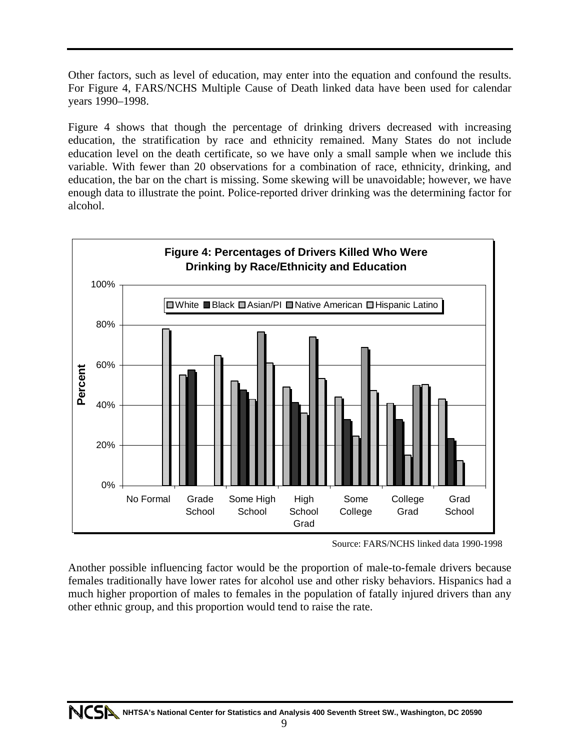Other factors, such as level of education, may enter into the equation and confound the results. For Figure 4, FARS/NCHS Multiple Cause of Death linked data have been used for calendar years 1990–1998.

Figure 4 shows that though the percentage of drinking drivers decreased with increasing education, the stratification by race and ethnicity remained. Many States do not include education level on the death certificate, so we have only a small sample when we include this variable. With fewer than 20 observations for a combination of race, ethnicity, drinking, and education, the bar on the chart is missing. Some skewing will be unavoidable; however, we have enough data to illustrate the point. Police-reported driver drinking was the determining factor for alcohol.

**Figure 4: Percentages of Drivers Killed Who Were Drinking by Race/Ethnicity and Education**

Source: FARS/NCHS linked data 1990-1998

Another possible influencing factor would be the proportion of male-to-female drivers because females traditionally have lower rates for alcohol use and other risky behaviors. Hispanics had a much higher proportion of males to females in the population of fatally injured drivers than any other ethnic group, and this proportion would tend to raise the rate.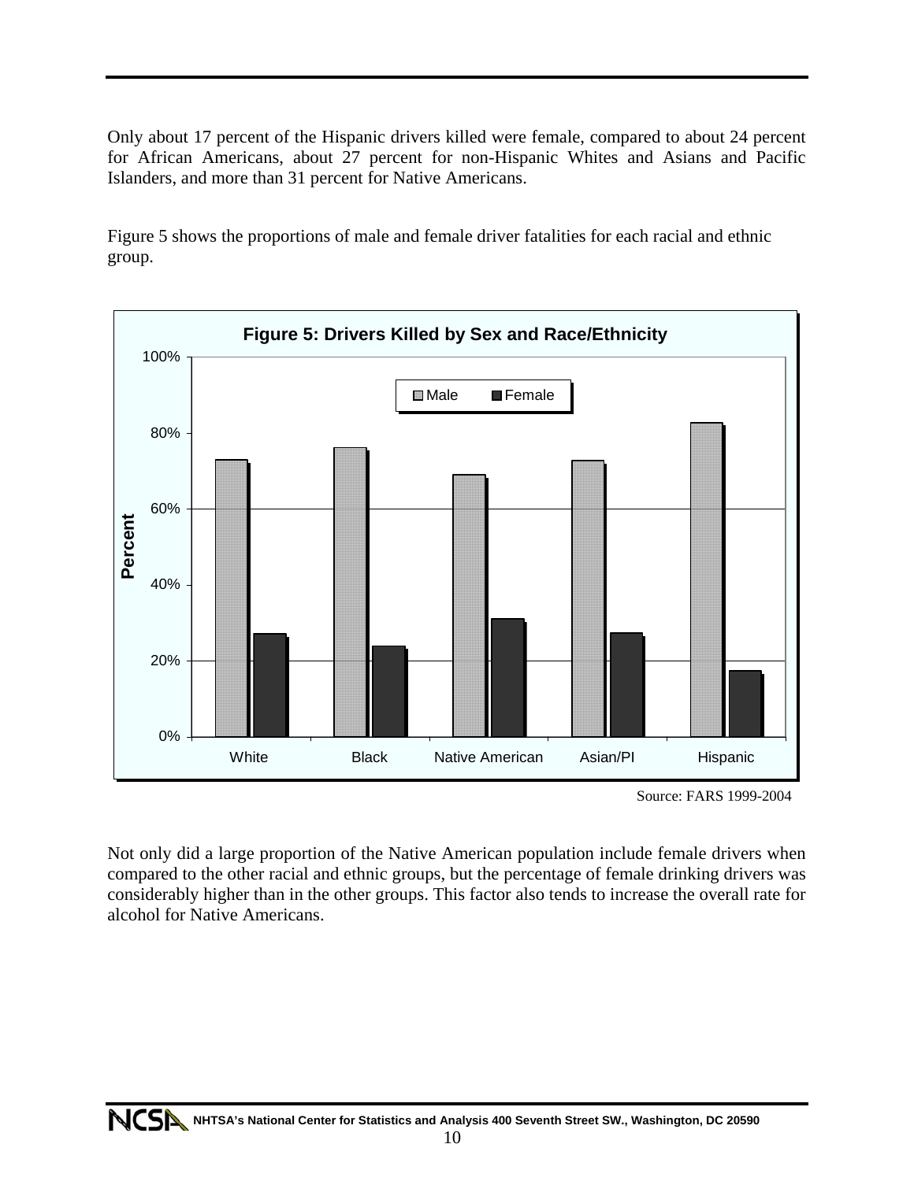Only about 17 percent of the Hispanic drivers killed were female, compared to about 24 percent for African Americans, about 27 percent for non-Hispanic Whites and Asians and Pacific Islanders, and more than 31 percent for Native Americans.

Figure 5 shows the proportions of male and female driver fatalities for each racial and ethnic group.

**Figure 5: Drivers Killed by Sex and Race/Ethnicity**

Source: FARS 1999-2004

Not only did a large proportion of the Native American population include female drivers when compared to the other racial and ethnic groups, but the percentage of female drinking drivers was considerably higher than in the other groups. This factor also tends to increase the overall rate for alcohol for Native Americans.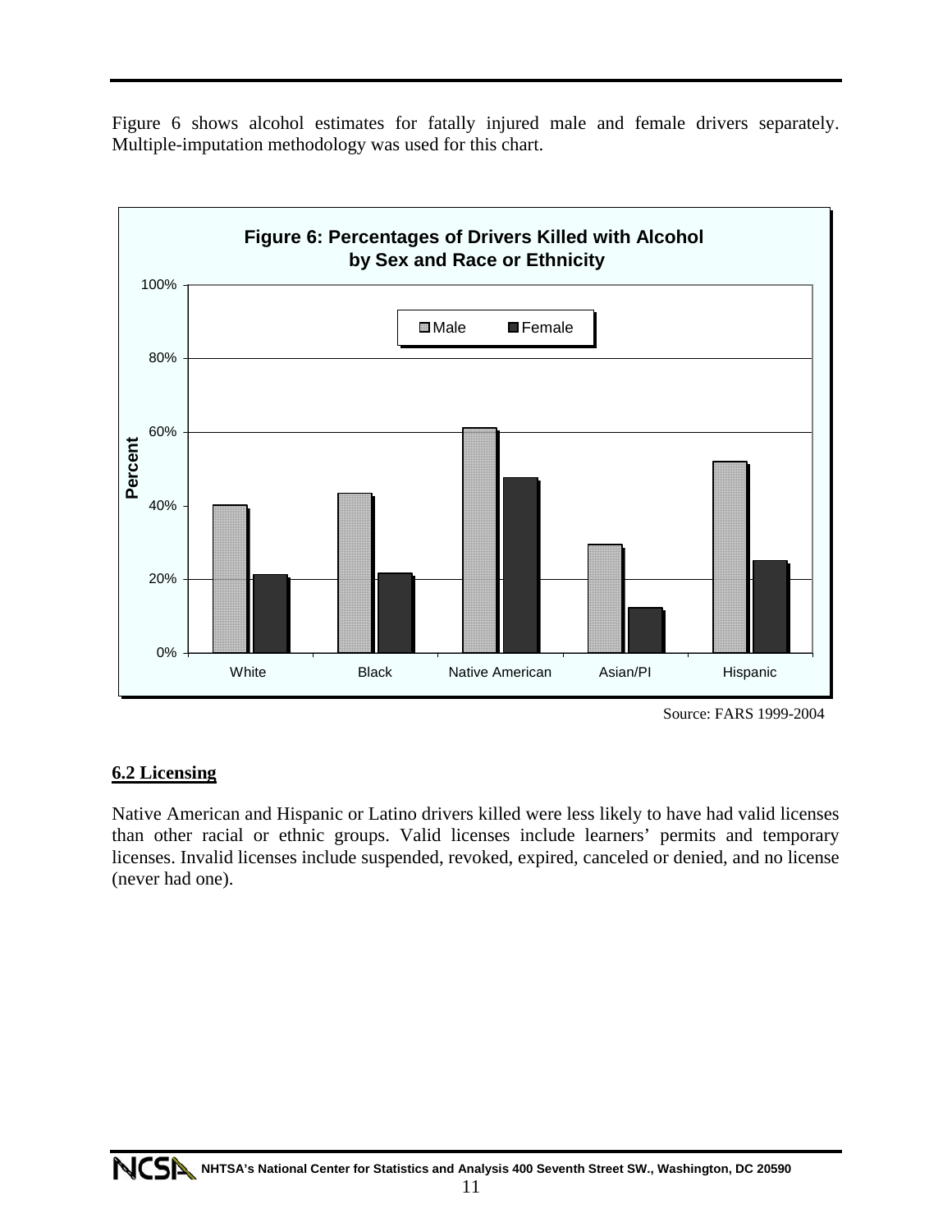Figure 6 shows alcohol estimates for fatally injured male and female drivers separately. Multiple-imputation methodology was used for this chart.

**Figure 6: Percentages of Drivers Killed with Alcohol by Sex and Race or Ethnicity**

Source: FARS 1999-2004

## 6.2 Licensing

Native American and Hispanic or Latino drivers killed were less likely to have had valid licenses than other racial or ethnic groups. Valid licenses include learners' permits and temporary licenses. Invalid licenses include suspended, revoked, expired, canceled or denied, and no license (never had one).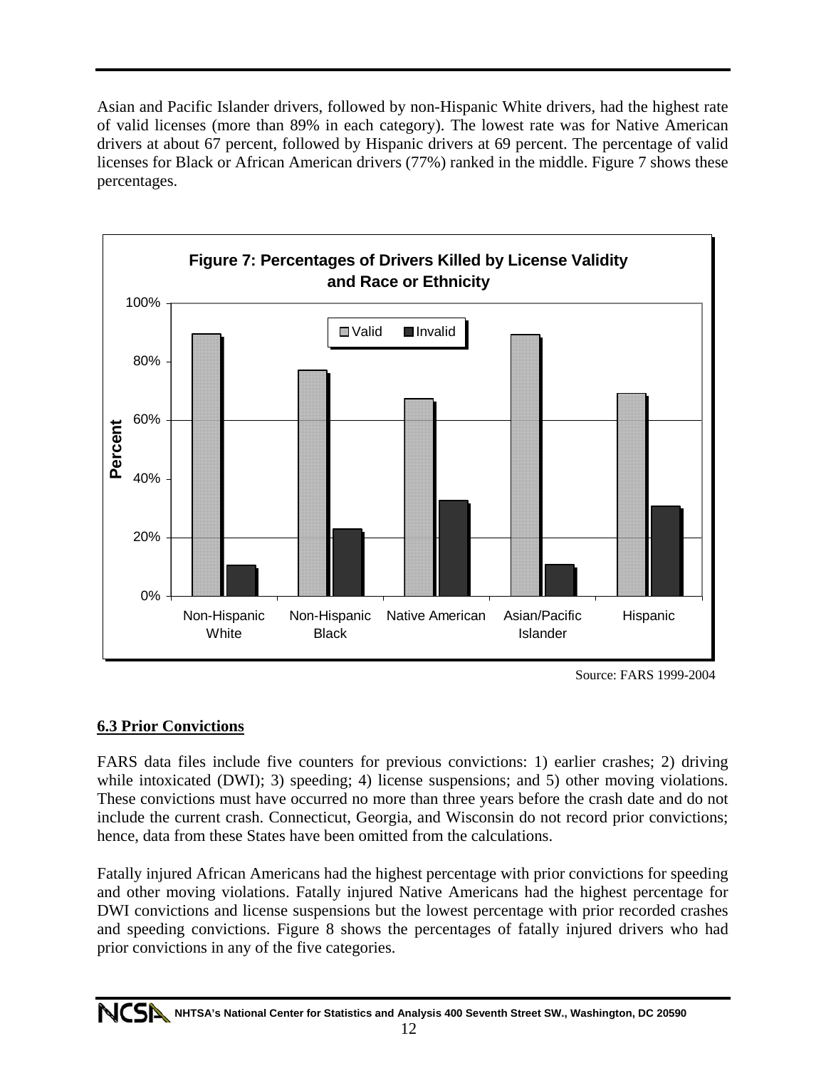Asian and Pacific Islander drivers, followed by non-Hispanic White drivers, had the highest rate of valid licenses (more than 89% in each category). The lowest rate was for Native American drivers at about 67 percent, followed by Hispanic drivers at 69 percent. The percentage of valid licenses for Black or African American drivers (77%) ranked in the middle. Figure 7 shows these percentages.

**Figure 7: Percentages of Drivers Killed by License Validity and Race or Ethnicity**

Source: FARS 1999-2004

## 6.3 Prior Convictions

FARS data files include five counters for previous convictions: 1) earlier crashes; 2) driving while intoxicated (DWI); 3) speeding; 4) license suspensions; and 5) other moving violations. These convictions must have occurred no more than three years before the crash date and do not include the current crash. Connecticut, Georgia, and Wisconsin do not record prior convictions; hence, data from these States have been omitted from the calculations.

Fatally injured African Americans had the highest percentage with prior convictions for speeding and other moving violations. Fatally injured Native Americans had the highest percentage for DWI convictions and license suspensions but the lowest percentage with prior recorded crashes and speeding convictions. Figure 8 shows the percentages of fatally injured drivers who had prior convictions in any of the five categories.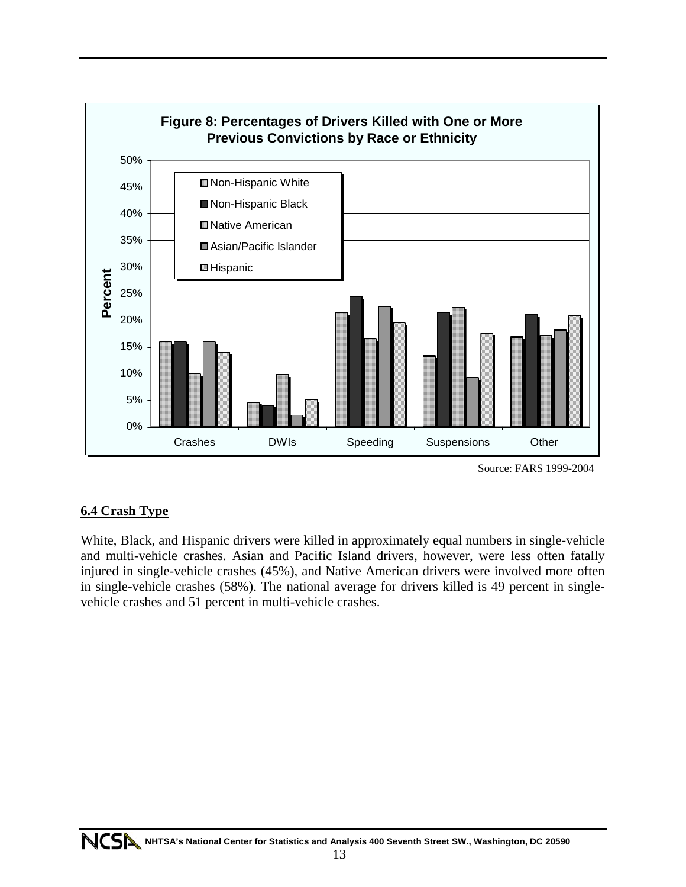**Figure 8: Percentages of Drivers Killed with One or More Previous Convictions by Race or Ethnicity**

Source: FARS 1999-2004

## 6.4 Crash Type

White, Black, and Hispanic drivers were killed in approximately equal numbers in single-vehicle and multi-vehicle crashes. Asian and Pacific Island drivers, however, were less often fatally injured in single-vehicle crashes (45%), and Native American drivers were involved more often in single-vehicle crashes (58%). The national average for drivers killed is 49 percent in single-vehicle crashes and 51 percent in multi-vehicle crashes.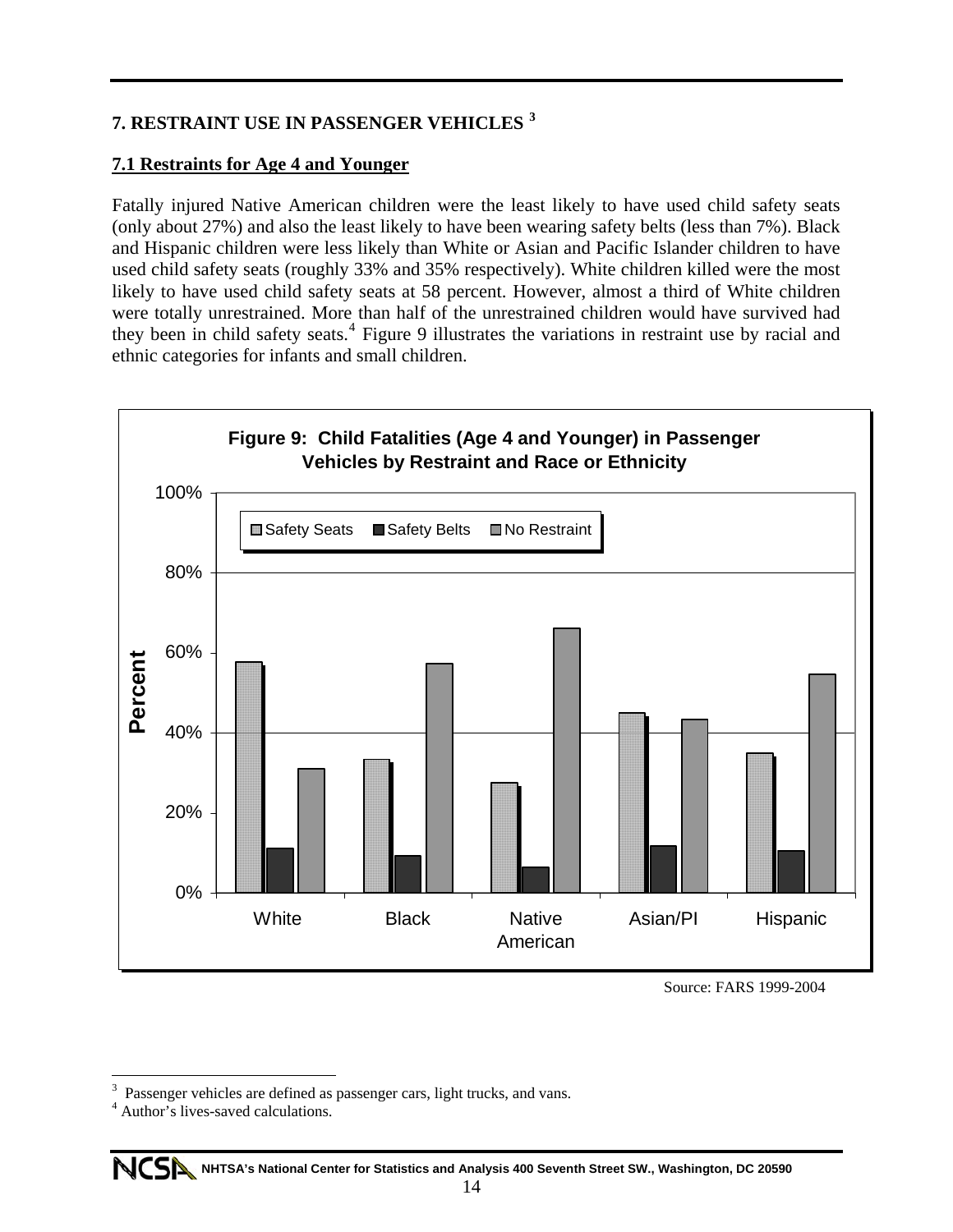# 7. RESTRAINT USE IN PASSENGER VEHICLES [3]

## 7.1 Restraints for Age 4 and Younger

Fatally injured Native American children were the least likely to have used child safety seats (only about 27%) and also the least likely to have been wearing safety belts (less than 7%). Black and Hispanic children were less likely than White or Asian and Pacific Islander children to have used child safety seats (roughly 33% and 35% respectively). White children killed were the most likely to have used child safety seats at 58 percent. However, almost a third of White children were totally unrestrained. More than half of the unrestrained children would have survived had they been in child safety seats.[4] Figure 9 illustrates the variations in restraint use by racial and ethnic categories for infants and small children.

**Figure 9: Child Fatalities (Age 4 and Younger) in Passenger Vehicles by Restraint and Race or Ethnicity**

Source: FARS 1999-2004

---

[3] Passenger vehicles are defined as passenger cars, light trucks, and vans.

[4] Author's lives-saved calculations.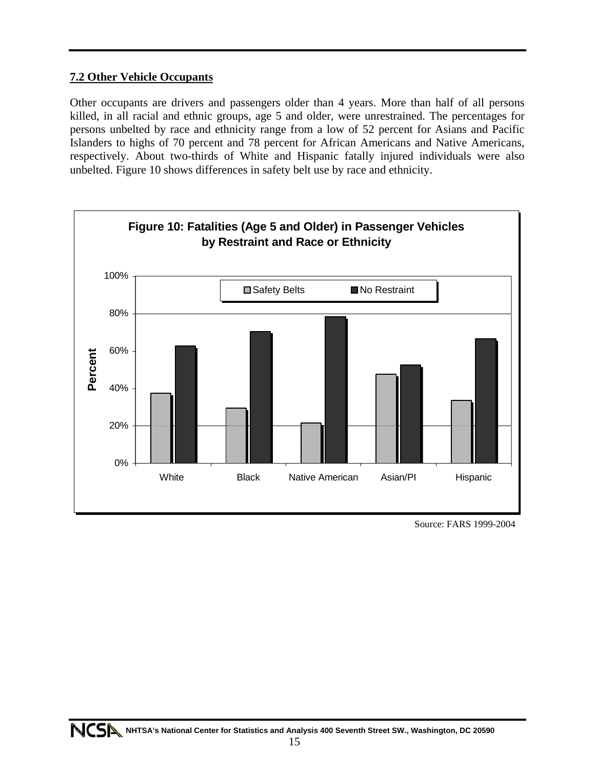### 7.2 Other Vehicle Occupants

Other occupants are drivers and passengers older than 4 years. More than half of all persons killed, in all racial and ethnic groups, age 5 and older, were unrestrained. The percentages for persons unbelted by race and ethnicity range from a low of 52 percent for Asians and Pacific Islanders to highs of 70 percent and 78 percent for African Americans and Native Americans, respectively. About two-thirds of White and Hispanic fatally injured individuals were also unbelted. Figure 10 shows differences in safety belt use by race and ethnicity.

**Figure 10: Fatalities (Age 5 and Older) in Passenger Vehicles by Restraint and Race or Ethnicity**

Source: FARS 1999-2004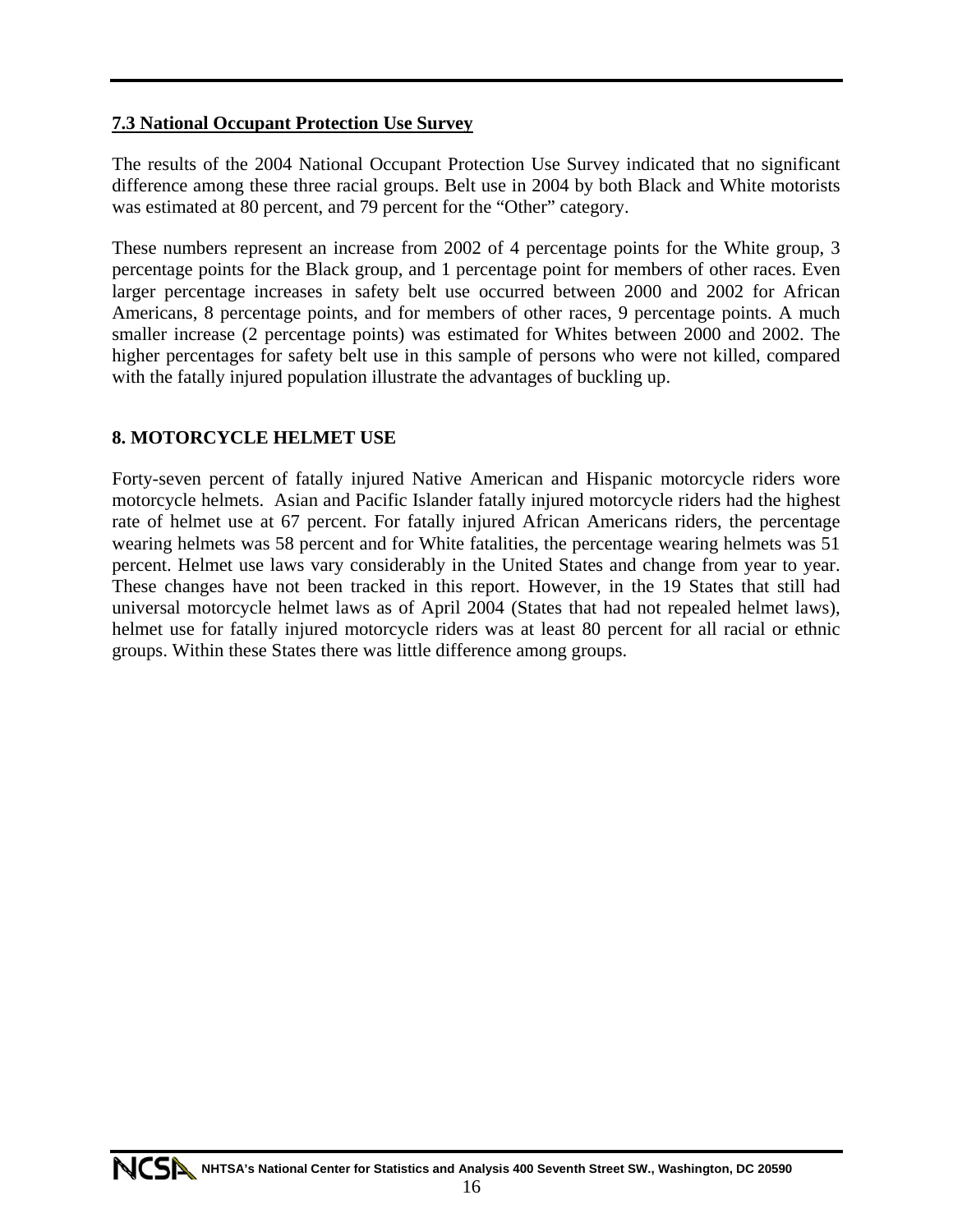### 7.3 National Occupant Protection Use Survey

The results of the 2004 National Occupant Protection Use Survey indicated that no significant difference among these three racial groups. Belt use in 2004 by both Black and White motorists was estimated at 80 percent, and 79 percent for the "Other" category.

These numbers represent an increase from 2002 of 4 percentage points for the White group, 3 percentage points for the Black group, and 1 percentage point for members of other races. Even larger percentage increases in safety belt use occurred between 2000 and 2002 for African Americans, 8 percentage points, and for members of other races, 9 percentage points. A much smaller increase (2 percentage points) was estimated for Whites between 2000 and 2002. The higher percentages for safety belt use in this sample of persons who were not killed, compared with the fatally injured population illustrate the advantages of buckling up.

## 8. MOTORCYCLE HELMET USE

Forty-seven percent of fatally injured Native American and Hispanic motorcycle riders wore motorcycle helmets. Asian and Pacific Islander fatally injured motorcycle riders had the highest rate of helmet use at 67 percent. For fatally injured African Americans riders, the percentage wearing helmets was 58 percent and for White fatalities, the percentage wearing helmets was 51 percent. Helmet use laws vary considerably in the United States and change from year to year. These changes have not been tracked in this report. However, in the 19 States that still had universal motorcycle helmet laws as of April 2004 (States that had not repealed helmet laws), helmet use for fatally injured motorcycle riders was at least 80 percent for all racial or ethnic groups. Within these States there was little difference among groups.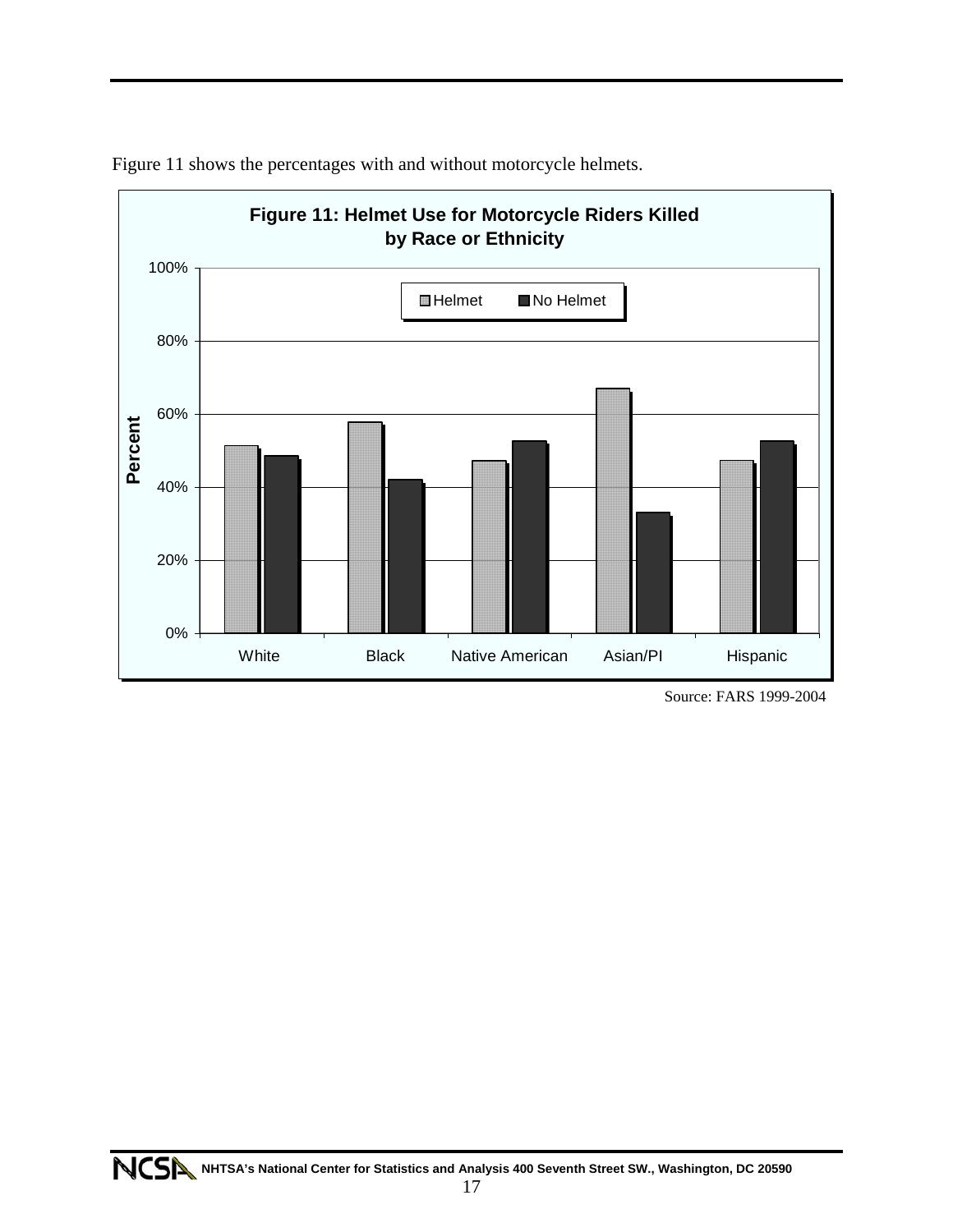Figure 11 shows the percentages with and without motorcycle helmets.

**Figure 11: Helmet Use for Motorcycle Riders Killed by Race or Ethnicity**

Source: FARS 1999-2004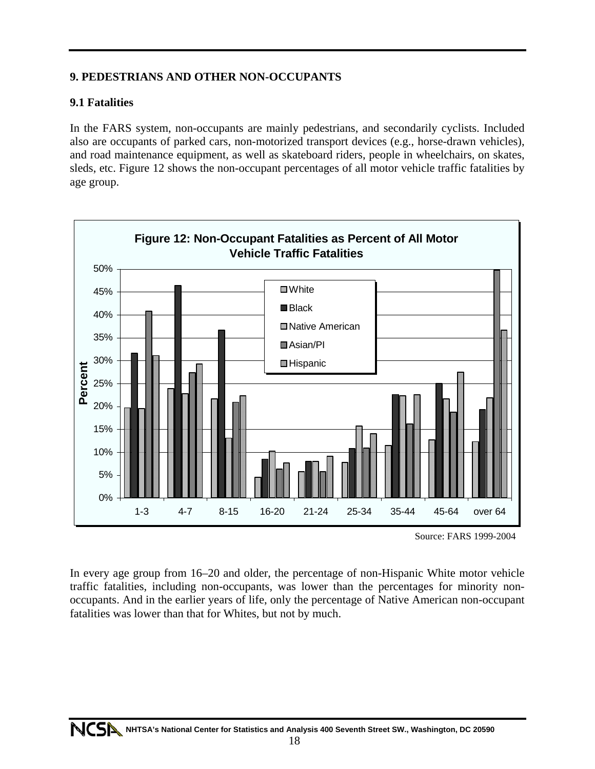## 9. PEDESTRIANS AND OTHER NON-OCCUPANTS

### 9.1 Fatalities

In the FARS system, non-occupants are mainly pedestrians, and secondarily cyclists. Included also are occupants of parked cars, non-motorized transport devices (e.g., horse-drawn vehicles), and road maintenance equipment, as well as skateboard riders, people in wheelchairs, on skates, sleds, etc. Figure 12 shows the non-occupant percentages of all motor vehicle traffic fatalities by age group.

**Figure 12: Non-Occupant Fatalities as Percent of All Motor Vehicle Traffic Fatalities**

Source: FARS 1999-2004

In every age group from 16–20 and older, the percentage of non-Hispanic White motor vehicle traffic fatalities, including non-occupants, was lower than the percentages for minority non-occupants. And in the earlier years of life, only the percentage of Native American non-occupant fatalities was lower than that for Whites, but not by much.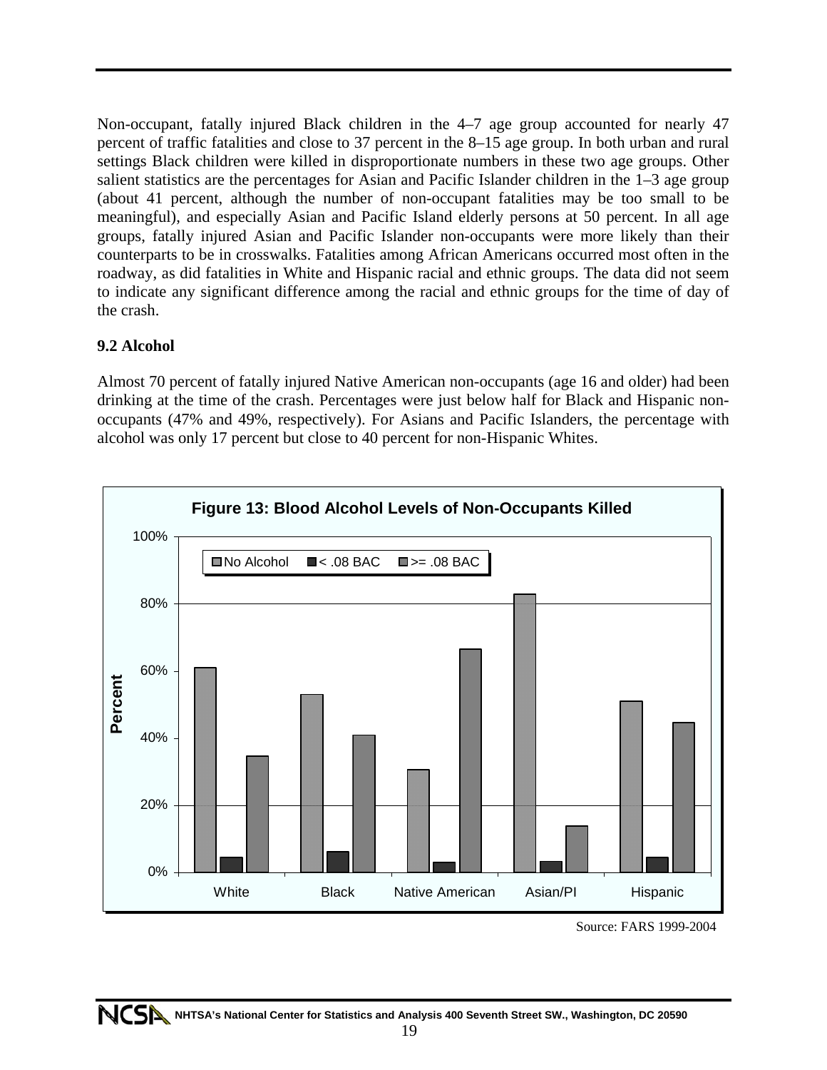Non-occupant, fatally injured Black children in the 4–7 age group accounted for nearly 47 percent of traffic fatalities and close to 37 percent in the 8–15 age group. In both urban and rural settings Black children were killed in disproportionate numbers in these two age groups. Other salient statistics are the percentages for Asian and Pacific Islander children in the 1–3 age group (about 41 percent, although the number of non-occupant fatalities may be too small to be meaningful), and especially Asian and Pacific Island elderly persons at 50 percent. In all age groups, fatally injured Asian and Pacific Islander non-occupants were more likely than their counterparts to be in crosswalks. Fatalities among African Americans occurred most often in the roadway, as did fatalities in White and Hispanic racial and ethnic groups. The data did not seem to indicate any significant difference among the racial and ethnic groups for the time of day of the crash.

### 9.2 Alcohol

Almost 70 percent of fatally injured Native American non-occupants (age 16 and older) had been drinking at the time of the crash. Percentages were just below half for Black and Hispanic non-occupants (47% and 49%, respectively). For Asians and Pacific Islanders, the percentage with alcohol was only 17 percent but close to 40 percent for non-Hispanic Whites.

**Figure 13: Blood Alcohol Levels of Non-Occupants Killed**

Legend: No Alcohol; < .08 BAC; >= .08 BAC

Y-axis: Percent (0%–100%)

X-axis categories: White, Black, Native American, Asian/PI, Hispanic

Source: FARS 1999-2004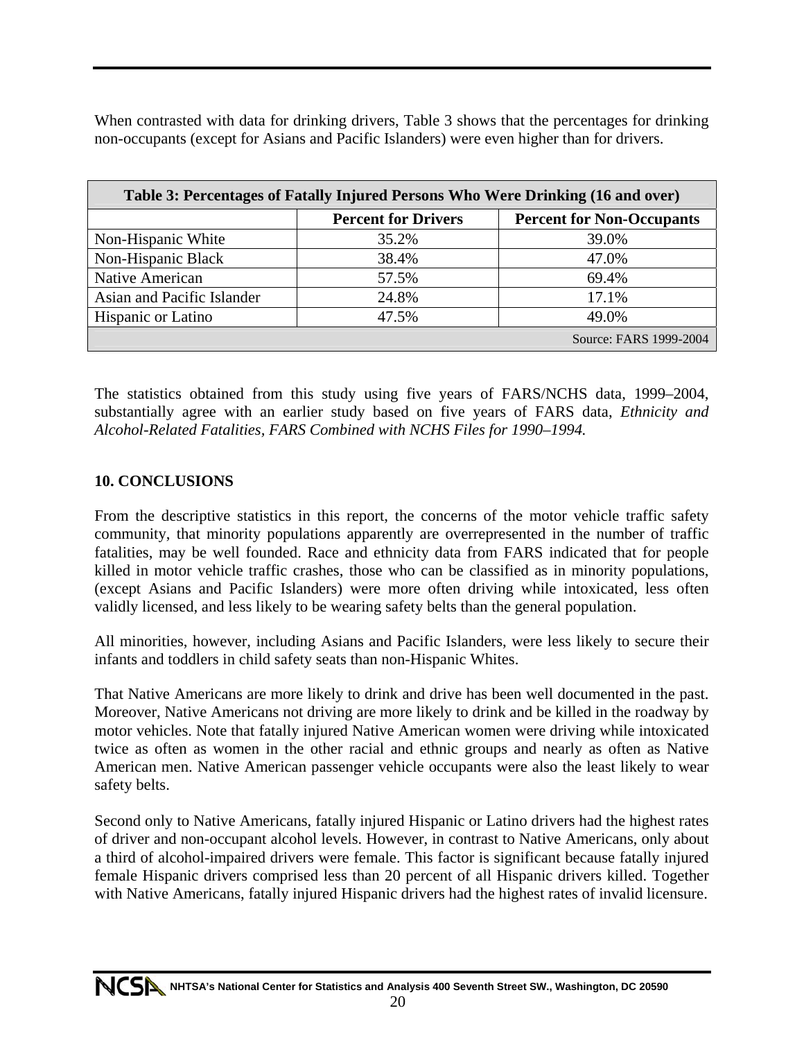When contrasted with data for drinking drivers, Table 3 shows that the percentages for drinking non-occupants (except for Asians and Pacific Islanders) were even higher than for drivers.

| Table 3: Percentages of Fatally Injured Persons Who Were Drinking (16 and over) | | |
|---|---|---|
| | **Percent for Drivers** | **Percent for Non-Occupants** |
| Non-Hispanic White | 35.2% | 39.0% |
| Non-Hispanic Black | 38.4% | 47.0% |
| Native American | 57.5% | 69.4% |
| Asian and Pacific Islander | 24.8% | 17.1% |
| Hispanic or Latino | 47.5% | 49.0% |
| | | Source: FARS 1999-2004 |

The statistics obtained from this study using five years of FARS/NCHS data, 1999–2004, substantially agree with an earlier study based on five years of FARS data, *Ethnicity and Alcohol-Related Fatalities, FARS Combined with NCHS Files for 1990–1994.*

## 10. CONCLUSIONS

From the descriptive statistics in this report, the concerns of the motor vehicle traffic safety community, that minority populations apparently are overrepresented in the number of traffic fatalities, may be well founded. Race and ethnicity data from FARS indicated that for people killed in motor vehicle traffic crashes, those who can be classified as in minority populations, (except Asians and Pacific Islanders) were more often driving while intoxicated, less often validly licensed, and less likely to be wearing safety belts than the general population.

All minorities, however, including Asians and Pacific Islanders, were less likely to secure their infants and toddlers in child safety seats than non-Hispanic Whites.

That Native Americans are more likely to drink and drive has been well documented in the past. Moreover, Native Americans not driving are more likely to drink and be killed in the roadway by motor vehicles. Note that fatally injured Native American women were driving while intoxicated twice as often as women in the other racial and ethnic groups and nearly as often as Native American men. Native American passenger vehicle occupants were also the least likely to wear safety belts.

Second only to Native Americans, fatally injured Hispanic or Latino drivers had the highest rates of driver and non-occupant alcohol levels. However, in contrast to Native Americans, only about a third of alcohol-impaired drivers were female. This factor is significant because fatally injured female Hispanic drivers comprised less than 20 percent of all Hispanic drivers killed. Together with Native Americans, fatally injured Hispanic drivers had the highest rates of invalid licensure.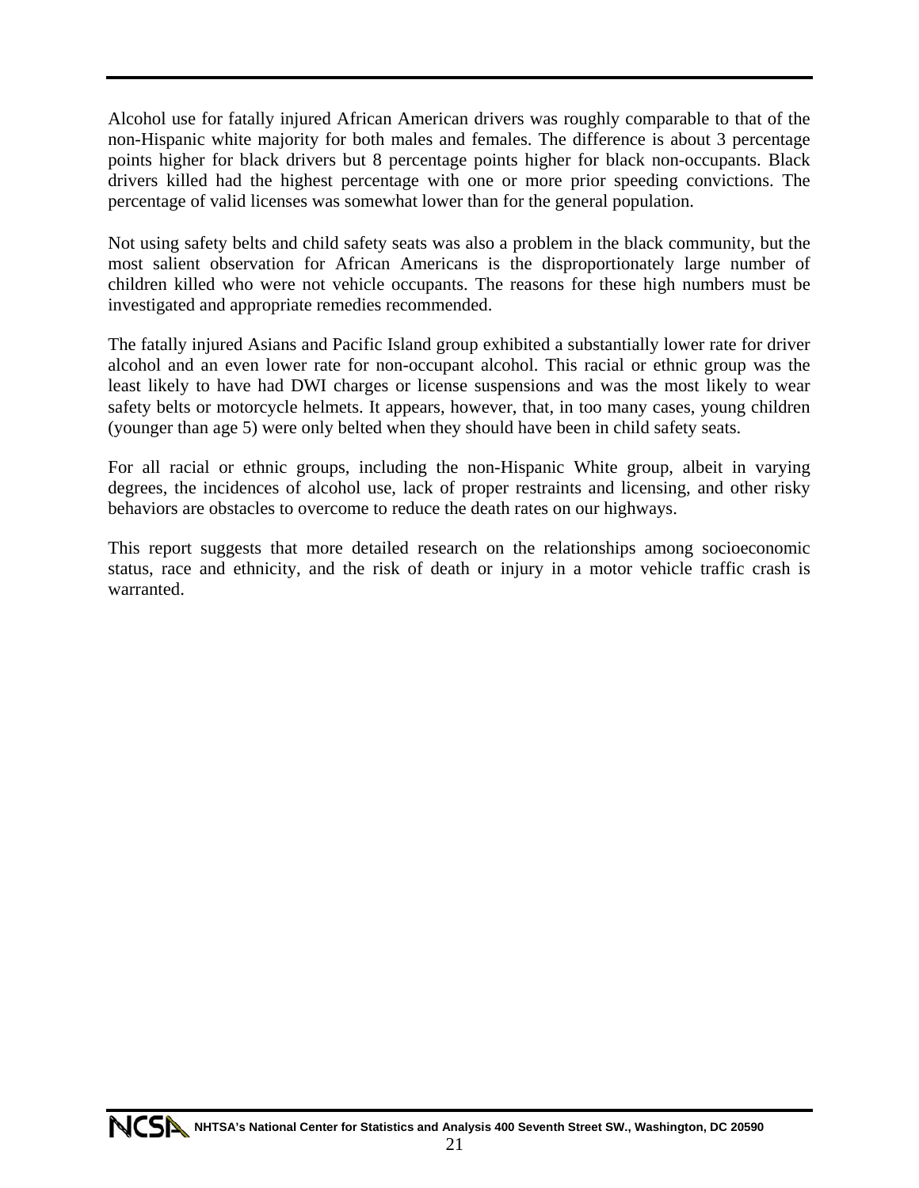Alcohol use for fatally injured African American drivers was roughly comparable to that of the non-Hispanic white majority for both males and females. The difference is about 3 percentage points higher for black drivers but 8 percentage points higher for black non-occupants. Black drivers killed had the highest percentage with one or more prior speeding convictions. The percentage of valid licenses was somewhat lower than for the general population.

Not using safety belts and child safety seats was also a problem in the black community, but the most salient observation for African Americans is the disproportionately large number of children killed who were not vehicle occupants. The reasons for these high numbers must be investigated and appropriate remedies recommended.

The fatally injured Asians and Pacific Island group exhibited a substantially lower rate for driver alcohol and an even lower rate for non-occupant alcohol. This racial or ethnic group was the least likely to have had DWI charges or license suspensions and was the most likely to wear safety belts or motorcycle helmets. It appears, however, that, in too many cases, young children (younger than age 5) were only belted when they should have been in child safety seats.

For all racial or ethnic groups, including the non-Hispanic White group, albeit in varying degrees, the incidences of alcohol use, lack of proper restraints and licensing, and other risky behaviors are obstacles to overcome to reduce the death rates on our highways.

This report suggests that more detailed research on the relationships among socioeconomic status, race and ethnicity, and the risk of death or injury in a motor vehicle traffic crash is warranted.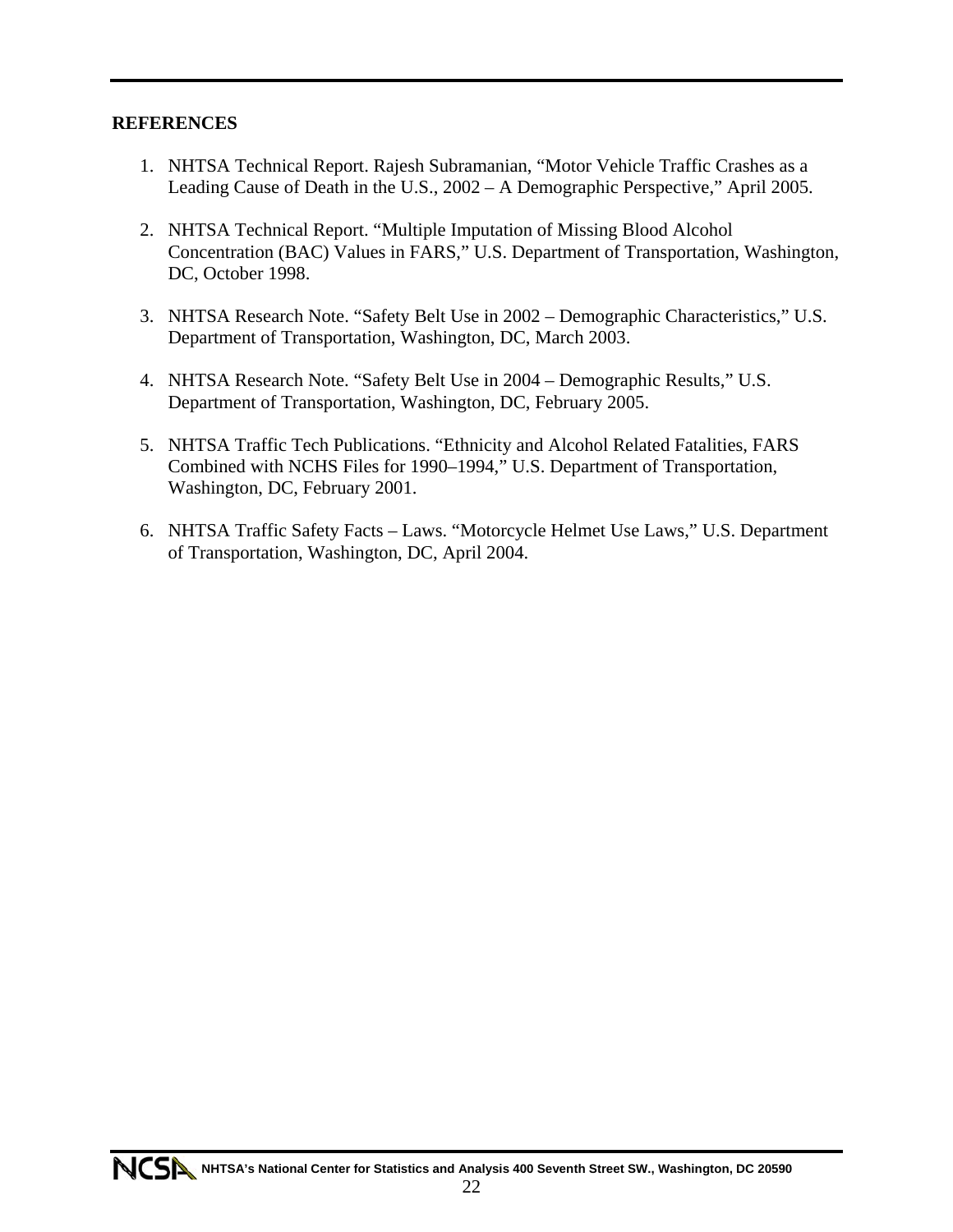**REFERENCES**

1. NHTSA Technical Report. Rajesh Subramanian, "Motor Vehicle Traffic Crashes as a Leading Cause of Death in the U.S., 2002 – A Demographic Perspective," April 2005.

2. NHTSA Technical Report. "Multiple Imputation of Missing Blood Alcohol Concentration (BAC) Values in FARS," U.S. Department of Transportation, Washington, DC, October 1998.

3. NHTSA Research Note. "Safety Belt Use in 2002 – Demographic Characteristics," U.S. Department of Transportation, Washington, DC, March 2003.

4. NHTSA Research Note. "Safety Belt Use in 2004 – Demographic Results," U.S. Department of Transportation, Washington, DC, February 2005.

5. NHTSA Traffic Tech Publications. "Ethnicity and Alcohol Related Fatalities, FARS Combined with NCHS Files for 1990–1994," U.S. Department of Transportation, Washington, DC, February 2001.

6. NHTSA Traffic Safety Facts – Laws. "Motorcycle Helmet Use Laws," U.S. Department of Transportation, Washington, DC, April 2004.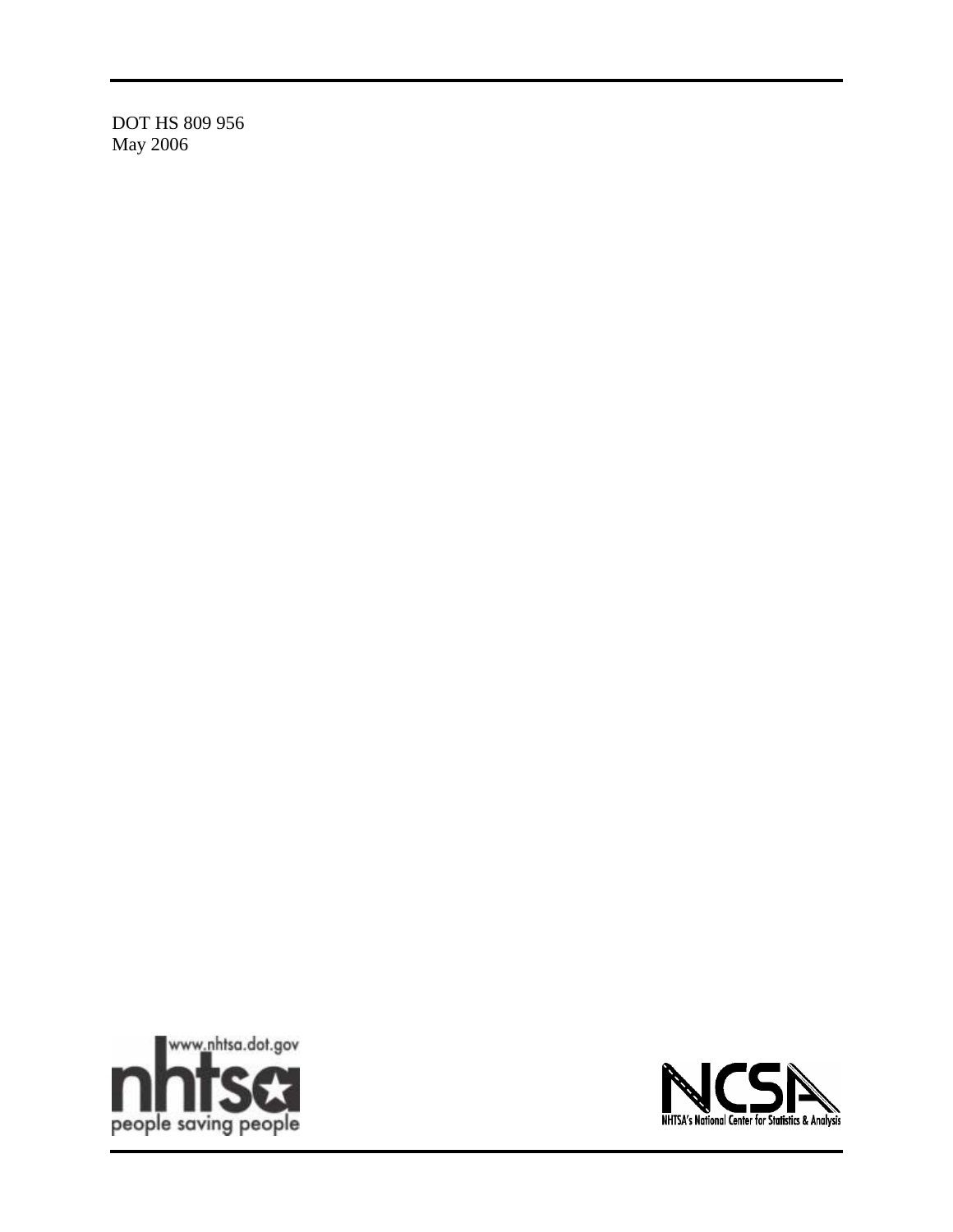DOT HS 809 956
May 2006